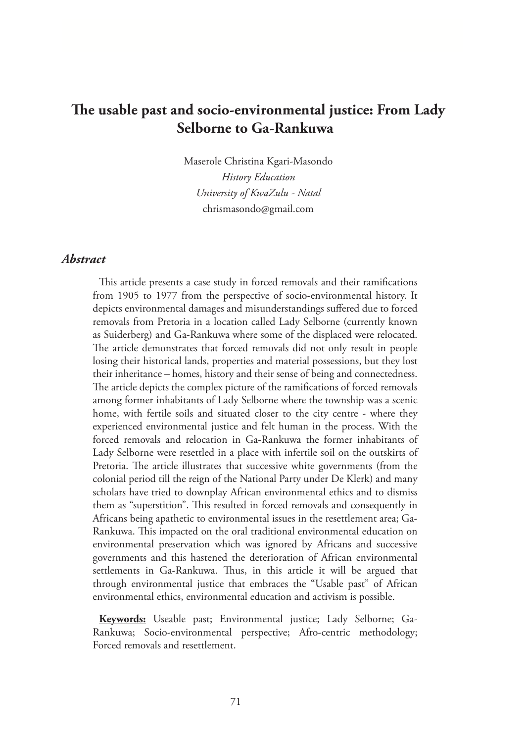# The usable past and socio-environmental justice: From Lady Selborne to Ga-Rankuwa

Maserole Christina Kgari-Masondo
*History Education*
*University of KwaZulu - Natal*
chrismasondo@gmail.com

## *Abstract*

This article presents a case study in forced removals and their ramifications from 1905 to 1977 from the perspective of socio-environmental history. It depicts environmental damages and misunderstandings suffered due to forced removals from Pretoria in a location called Lady Selborne (currently known as Suiderberg) and Ga-Rankuwa where some of the displaced were relocated. The article demonstrates that forced removals did not only result in people losing their historical lands, properties and material possessions, but they lost their inheritance – homes, history and their sense of being and connectedness. The article depicts the complex picture of the ramifications of forced removals among former inhabitants of Lady Selborne where the township was a scenic home, with fertile soils and situated closer to the city centre - where they experienced environmental justice and felt human in the process. With the forced removals and relocation in Ga-Rankuwa the former inhabitants of Lady Selborne were resettled in a place with infertile soil on the outskirts of Pretoria. The article illustrates that successive white governments (from the colonial period till the reign of the National Party under De Klerk) and many scholars have tried to downplay African environmental ethics and to dismiss them as "superstition". This resulted in forced removals and consequently in Africans being apathetic to environmental issues in the resettlement area; Ga-Rankuwa. This impacted on the oral traditional environmental education on environmental preservation which was ignored by Africans and successive governments and this hastened the deterioration of African environmental settlements in Ga-Rankuwa. Thus, in this article it will be argued that through environmental justice that embraces the "Usable past" of African environmental ethics, environmental education and activism is possible.

**Keywords:** Useable past; Environmental justice; Lady Selborne; Ga-Rankuwa; Socio-environmental perspective; Afro-centric methodology; Forced removals and resettlement.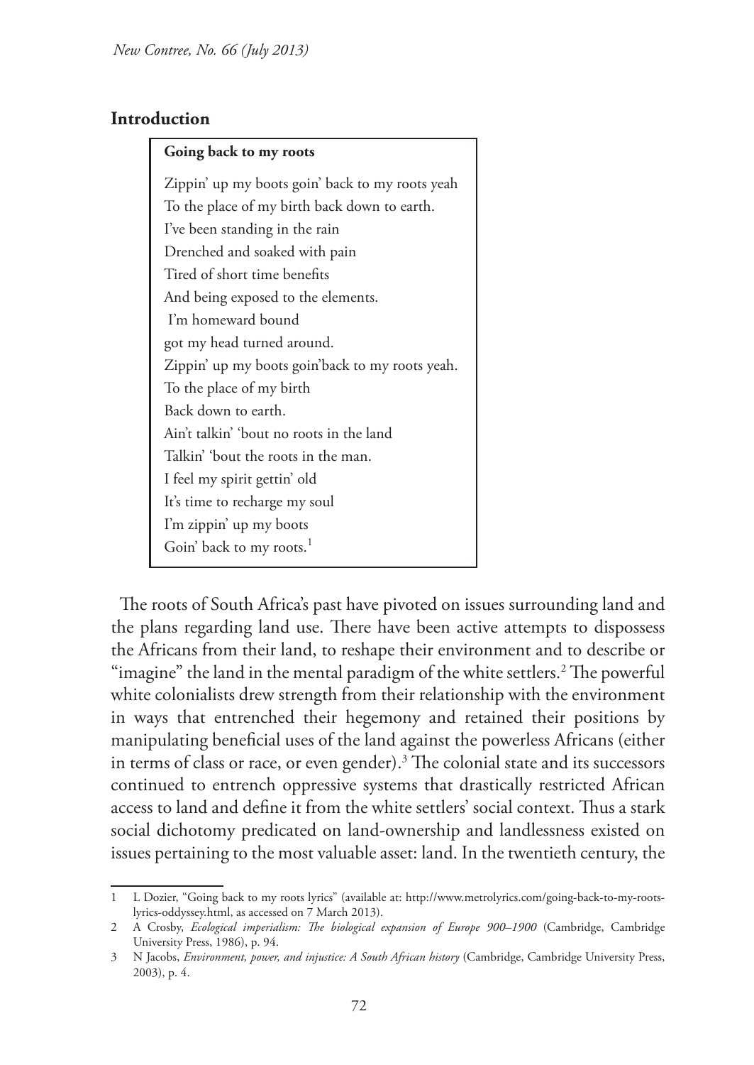## Introduction

**Going back to my roots**

Zippin' up my boots goin' back to my roots yeah  
To the place of my birth back down to earth.  
I've been standing in the rain  
Drenched and soaked with pain  
Tired of short time benefits  
And being exposed to the elements.  
I'm homeward bound  
got my head turned around.  
Zippin' up my boots goin'back to my roots yeah.  
To the place of my birth  
Back down to earth.  
Ain't talkin' 'bout no roots in the land  
Talkin' 'bout the roots in the man.  
I feel my spirit gettin' old  
It's time to recharge my soul  
I'm zippin' up my boots  
Goin' back to my roots.[1]

The roots of South Africa's past have pivoted on issues surrounding land and the plans regarding land use. There have been active attempts to dispossess the Africans from their land, to reshape their environment and to describe or "imagine" the land in the mental paradigm of the white settlers.[2] The powerful white colonialists drew strength from their relationship with the environment in ways that entrenched their hegemony and retained their positions by manipulating beneficial uses of the land against the powerless Africans (either in terms of class or race, or even gender).[3] The colonial state and its successors continued to entrench oppressive systems that drastically restricted African access to land and define it from the white settlers' social context. Thus a stark social dichotomy predicated on land-ownership and landlessness existed on issues pertaining to the most valuable asset: land. In the twentieth century, the

---

1 L Dozier, "Going back to my roots lyrics" (available at: http://www.metrolyrics.com/going-back-to-my-roots-lyrics-oddyssey.html, as accessed on 7 March 2013).

2 A Crosby, *Ecological imperialism: The biological expansion of Europe 900–1900* (Cambridge, Cambridge University Press, 1986), p. 94.

3 N Jacobs, *Environment, power, and injustice: A South African history* (Cambridge, Cambridge University Press, 2003), p. 4.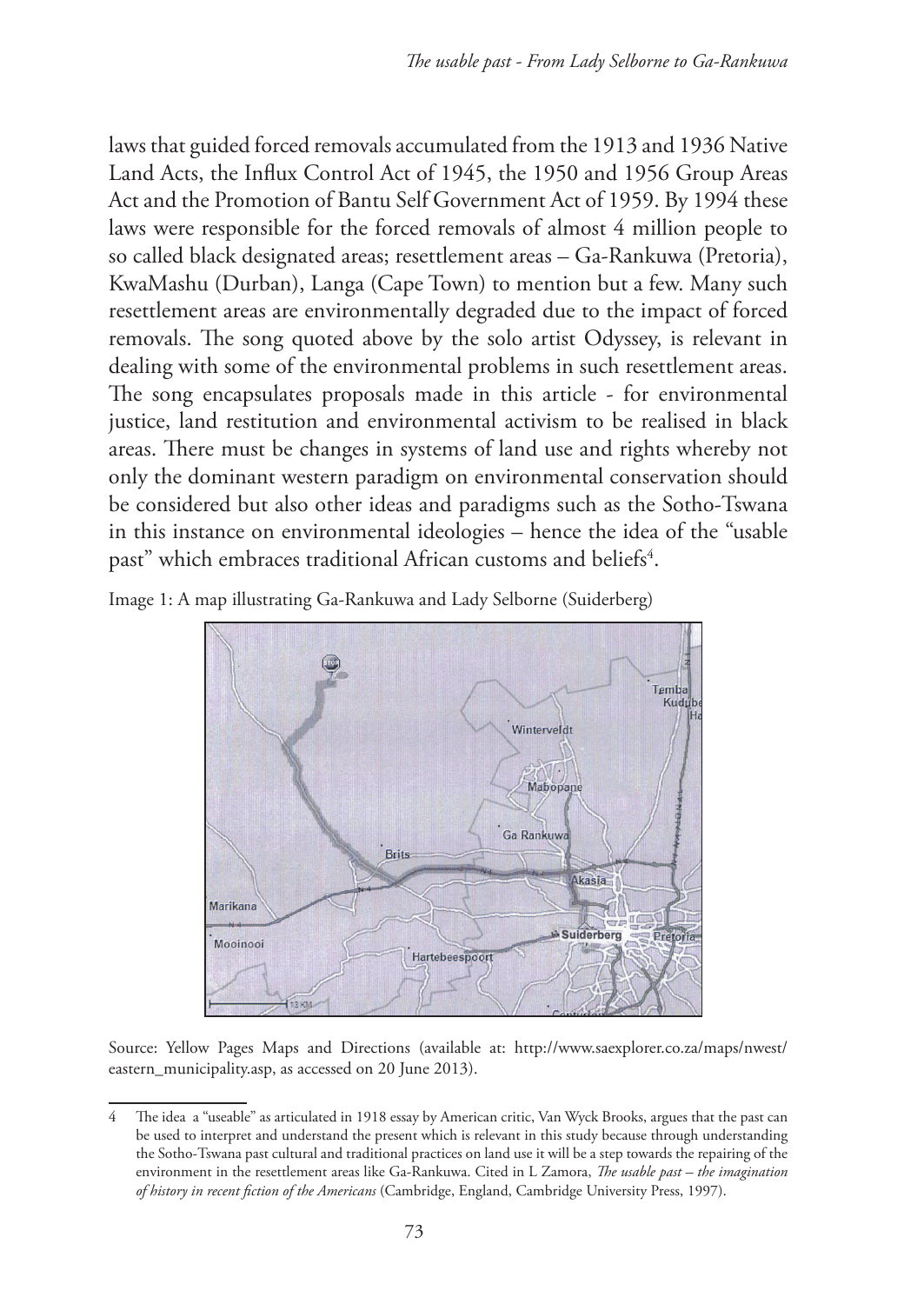laws that guided forced removals accumulated from the 1913 and 1936 Native Land Acts, the Influx Control Act of 1945, the 1950 and 1956 Group Areas Act and the Promotion of Bantu Self Government Act of 1959. By 1994 these laws were responsible for the forced removals of almost 4 million people to so called black designated areas; resettlement areas – Ga-Rankuwa (Pretoria), KwaMashu (Durban), Langa (Cape Town) to mention but a few. Many such resettlement areas are environmentally degraded due to the impact of forced removals. The song quoted above by the solo artist Odyssey, is relevant in dealing with some of the environmental problems in such resettlement areas. The song encapsulates proposals made in this article - for environmental justice, land restitution and environmental activism to be realised in black areas. There must be changes in systems of land use and rights whereby not only the dominant western paradigm on environmental conservation should be considered but also other ideas and paradigms such as the Sotho-Tswana in this instance on environmental ideologies – hence the idea of the "usable past" which embraces traditional African customs and beliefs[4].

Image 1: A map illustrating Ga-Rankuwa and Lady Selborne (Suiderberg)

Source: Yellow Pages Maps and Directions (available at: http://www.saexplorer.co.za/maps/nwest/eastern_municipality.asp, as accessed on 20 June 2013).

---

4 The idea a "useable" as articulated in 1918 essay by American critic, Van Wyck Brooks, argues that the past can be used to interpret and understand the present which is relevant in this study because through understanding the Sotho-Tswana past cultural and traditional practices on land use it will be a step towards the repairing of the environment in the resettlement areas like Ga-Rankuwa. Cited in L Zamora, *The usable past – the imagination of history in recent fiction of the Americans* (Cambridge, England, Cambridge University Press, 1997).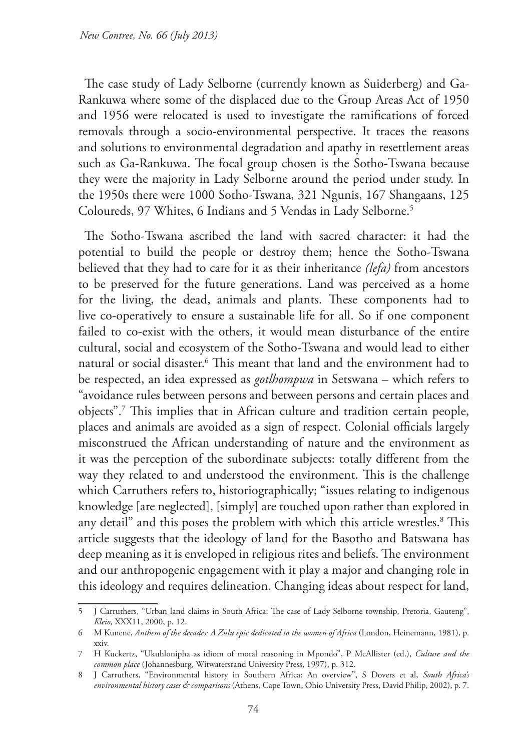The case study of Lady Selborne (currently known as Suiderberg) and Ga-Rankuwa where some of the displaced due to the Group Areas Act of 1950 and 1956 were relocated is used to investigate the ramifications of forced removals through a socio-environmental perspective. It traces the reasons and solutions to environmental degradation and apathy in resettlement areas such as Ga-Rankuwa. The focal group chosen is the Sotho-Tswana because they were the majority in Lady Selborne around the period under study. In the 1950s there were 1000 Sotho-Tswana, 321 Ngunis, 167 Shangaans, 125 Coloureds, 97 Whites, 6 Indians and 5 Vendas in Lady Selborne.[5]

The Sotho-Tswana ascribed the land with sacred character: it had the potential to build the people or destroy them; hence the Sotho-Tswana believed that they had to care for it as their inheritance *(lefa)* from ancestors to be preserved for the future generations. Land was perceived as a home for the living, the dead, animals and plants. These components had to live co-operatively to ensure a sustainable life for all. So if one component failed to co-exist with the others, it would mean disturbance of the entire cultural, social and ecosystem of the Sotho-Tswana and would lead to either natural or social disaster.[6] This meant that land and the environment had to be respected, an idea expressed as *gotlhompwa* in Setswana – which refers to "avoidance rules between persons and between persons and certain places and objects".[7] This implies that in African culture and tradition certain people, places and animals are avoided as a sign of respect. Colonial officials largely misconstrued the African understanding of nature and the environment as it was the perception of the subordinate subjects: totally different from the way they related to and understood the environment. This is the challenge which Carruthers refers to, historiographically; "issues relating to indigenous knowledge [are neglected], [simply] are touched upon rather than explored in any detail" and this poses the problem with which this article wrestles.[8] This article suggests that the ideology of land for the Basotho and Batswana has deep meaning as it is enveloped in religious rites and beliefs. The environment and our anthropogenic engagement with it play a major and changing role in this ideology and requires delineation. Changing ideas about respect for land,

---

5 J Carruthers, "Urban land claims in South Africa: The case of Lady Selborne township, Pretoria, Gauteng", *Kleio,* XXX11, 2000, p. 12.

6 M Kunene, *Anthem of the decades: A Zulu epic dedicated to the women of Africa* (London, Heinemann, 1981), p. xxiv.

7 H Kuckertz, "Ukuhlonipha as idiom of moral reasoning in Mpondo", P McAllister (ed.), *Culture and the common place* (Johannesburg, Witwatersrand University Press, 1997), p. 312.

8 J Carruthers, "Environmental history in Southern Africa: An overview", S Dovers et al, *South Africa's environmental history cases & comparisons* (Athens, Cape Town, Ohio University Press, David Philip, 2002), p. 7.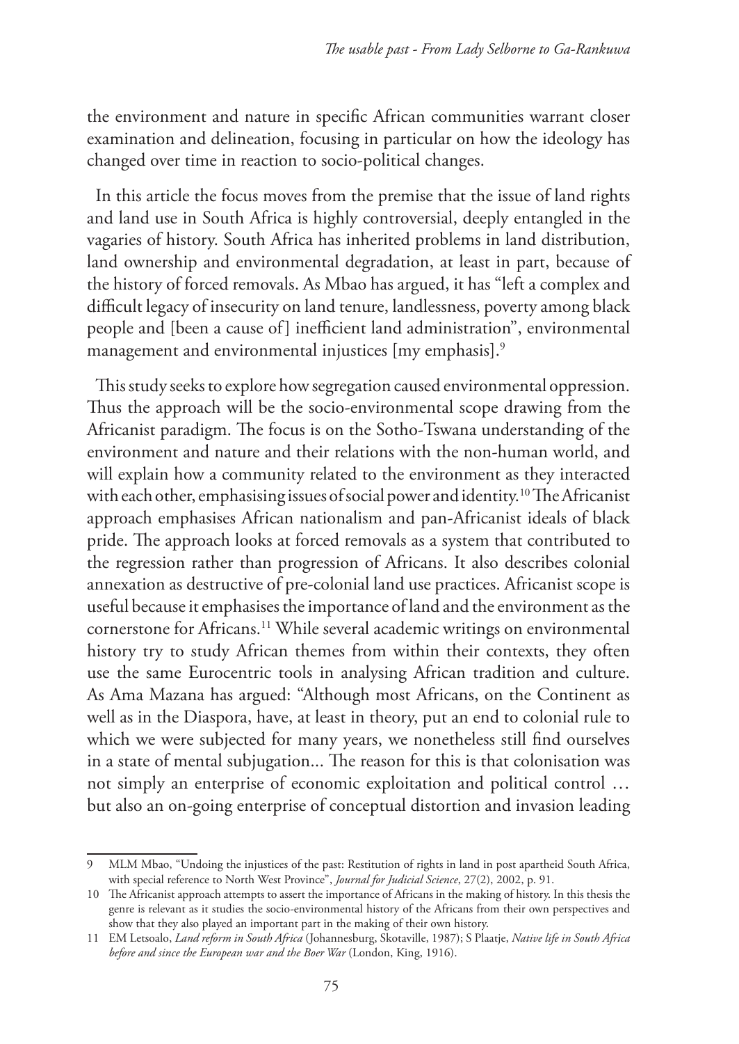the environment and nature in specific African communities warrant closer examination and delineation, focusing in particular on how the ideology has changed over time in reaction to socio-political changes.

In this article the focus moves from the premise that the issue of land rights and land use in South Africa is highly controversial, deeply entangled in the vagaries of history. South Africa has inherited problems in land distribution, land ownership and environmental degradation, at least in part, because of the history of forced removals. As Mbao has argued, it has "left a complex and difficult legacy of insecurity on land tenure, landlessness, poverty among black people and [been a cause of] inefficient land administration", environmental management and environmental injustices [my emphasis].[9]

This study seeks to explore how segregation caused environmental oppression. Thus the approach will be the socio-environmental scope drawing from the Africanist paradigm. The focus is on the Sotho-Tswana understanding of the environment and nature and their relations with the non-human world, and will explain how a community related to the environment as they interacted with each other, emphasising issues of social power and identity.[10] The Africanist approach emphasises African nationalism and pan-Africanist ideals of black pride. The approach looks at forced removals as a system that contributed to the regression rather than progression of Africans. It also describes colonial annexation as destructive of pre-colonial land use practices. Africanist scope is useful because it emphasises the importance of land and the environment as the cornerstone for Africans.[11] While several academic writings on environmental history try to study African themes from within their contexts, they often use the same Eurocentric tools in analysing African tradition and culture. As Ama Mazana has argued: "Although most Africans, on the Continent as well as in the Diaspora, have, at least in theory, put an end to colonial rule to which we were subjected for many years, we nonetheless still find ourselves in a state of mental subjugation... The reason for this is that colonisation was not simply an enterprise of economic exploitation and political control … but also an on-going enterprise of conceptual distortion and invasion leading

---

9 MLM Mbao, "Undoing the injustices of the past: Restitution of rights in land in post apartheid South Africa, with special reference to North West Province", *Journal for Judicial Science*, 27(2), 2002, p. 91.

10 The Africanist approach attempts to assert the importance of Africans in the making of history. In this thesis the genre is relevant as it studies the socio-environmental history of the Africans from their own perspectives and show that they also played an important part in the making of their own history.

11 EM Letsoalo, *Land reform in South Africa* (Johannesburg, Skotaville, 1987); S Plaatje, *Native life in South Africa before and since the European war and the Boer War* (London, King, 1916).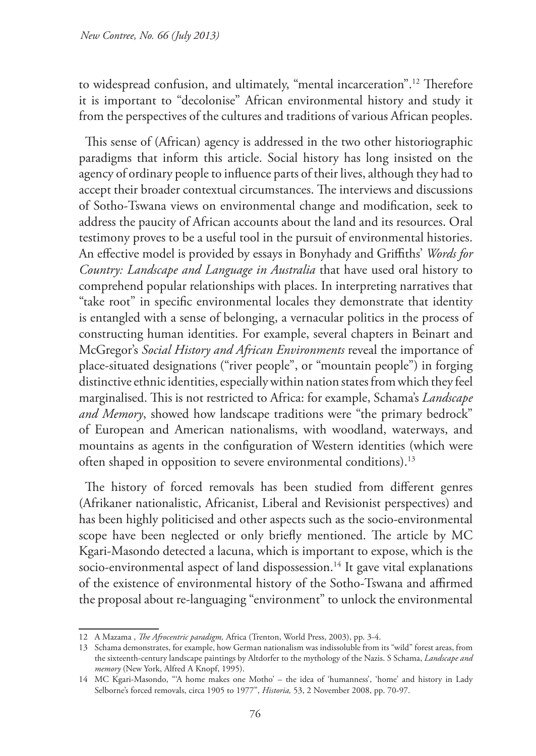to widespread confusion, and ultimately, "mental incarceration".[12] Therefore it is important to "decolonise" African environmental history and study it from the perspectives of the cultures and traditions of various African peoples.

This sense of (African) agency is addressed in the two other historiographic paradigms that inform this article. Social history has long insisted on the agency of ordinary people to influence parts of their lives, although they had to accept their broader contextual circumstances. The interviews and discussions of Sotho-Tswana views on environmental change and modification, seek to address the paucity of African accounts about the land and its resources. Oral testimony proves to be a useful tool in the pursuit of environmental histories. An effective model is provided by essays in Bonyhady and Griffiths' *Words for Country: Landscape and Language in Australia* that have used oral history to comprehend popular relationships with places. In interpreting narratives that "take root" in specific environmental locales they demonstrate that identity is entangled with a sense of belonging, a vernacular politics in the process of constructing human identities. For example, several chapters in Beinart and McGregor's *Social History and African Environments* reveal the importance of place-situated designations ("river people", or "mountain people") in forging distinctive ethnic identities, especially within nation states from which they feel marginalised. This is not restricted to Africa: for example, Schama's *Landscape and Memory*, showed how landscape traditions were "the primary bedrock" of European and American nationalisms, with woodland, waterways, and mountains as agents in the configuration of Western identities (which were often shaped in opposition to severe environmental conditions).[13]

The history of forced removals has been studied from different genres (Afrikaner nationalistic, Africanist, Liberal and Revisionist perspectives) and has been highly politicised and other aspects such as the socio-environmental scope have been neglected or only briefly mentioned. The article by MC Kgari-Masondo detected a lacuna, which is important to expose, which is the socio-environmental aspect of land dispossession.[14] It gave vital explanations of the existence of environmental history of the Sotho-Tswana and affirmed the proposal about re-languaging "environment" to unlock the environmental

---

12 A Mazama , *The Afrocentric paradigm,* Africa (Trenton, World Press, 2003), pp. 3-4.

13 Schama demonstrates, for example, how German nationalism was indissoluble from its "wild" forest areas, from the sixteenth-century landscape paintings by Altdorfer to the mythology of the Nazis. S Schama, *Landscape and memory* (New York, Alfred A Knopf, 1995).

14 MC Kgari-Masondo, "'A home makes one Motho' – the idea of 'humanness', 'home' and history in Lady Selborne's forced removals, circa 1905 to 1977", *Historia,* 53, 2 November 2008, pp. 70-97.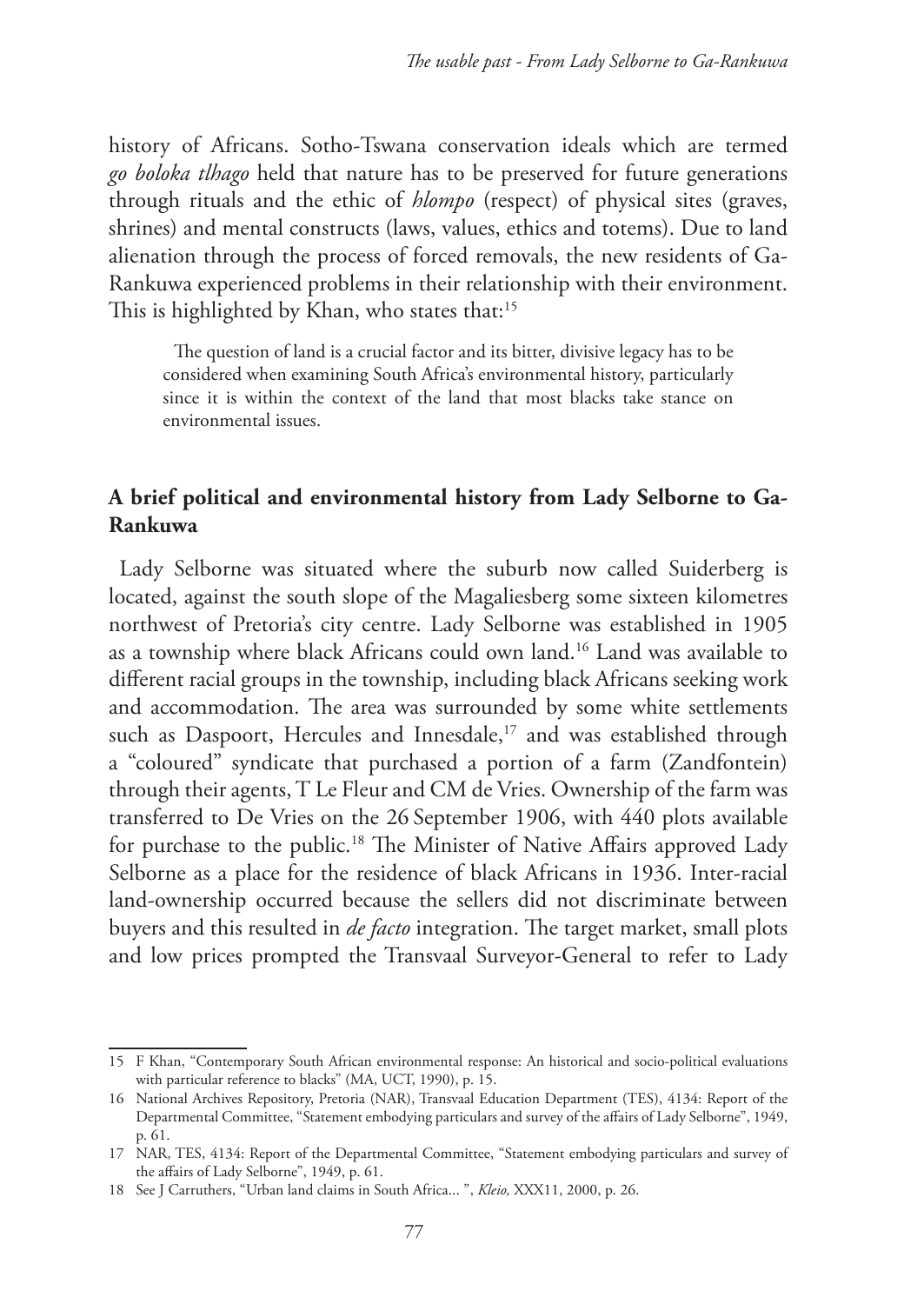history of Africans. Sotho-Tswana conservation ideals which are termed *go boloka tlhago* held that nature has to be preserved for future generations through rituals and the ethic of *hlompo* (respect) of physical sites (graves, shrines) and mental constructs (laws, values, ethics and totems). Due to land alienation through the process of forced removals, the new residents of Ga-Rankuwa experienced problems in their relationship with their environment. This is highlighted by Khan, who states that:[15]

> The question of land is a crucial factor and its bitter, divisive legacy has to be considered when examining South Africa's environmental history, particularly since it is within the context of the land that most blacks take stance on environmental issues.

## A brief political and environmental history from Lady Selborne to Ga-Rankuwa

Lady Selborne was situated where the suburb now called Suiderberg is located, against the south slope of the Magaliesberg some sixteen kilometres northwest of Pretoria's city centre. Lady Selborne was established in 1905 as a township where black Africans could own land.[16] Land was available to different racial groups in the township, including black Africans seeking work and accommodation. The area was surrounded by some white settlements such as Daspoort, Hercules and Innesdale,[17] and was established through a "coloured" syndicate that purchased a portion of a farm (Zandfontein) through their agents, T Le Fleur and CM de Vries. Ownership of the farm was transferred to De Vries on the 26 September 1906, with 440 plots available for purchase to the public.[18] The Minister of Native Affairs approved Lady Selborne as a place for the residence of black Africans in 1936. Inter-racial land-ownership occurred because the sellers did not discriminate between buyers and this resulted in *de facto* integration. The target market, small plots and low prices prompted the Transvaal Surveyor-General to refer to Lady

---

15 F Khan, "Contemporary South African environmental response: An historical and socio-political evaluations with particular reference to blacks" (MA, UCT, 1990), p. 15.

16 National Archives Repository, Pretoria (NAR), Transvaal Education Department (TES), 4134: Report of the Departmental Committee, "Statement embodying particulars and survey of the affairs of Lady Selborne", 1949, p. 61.

17 NAR, TES, 4134: Report of the Departmental Committee, "Statement embodying particulars and survey of the affairs of Lady Selborne", 1949, p. 61.

18 See J Carruthers, "Urban land claims in South Africa... ", *Kleio,* XXX11, 2000, p. 26.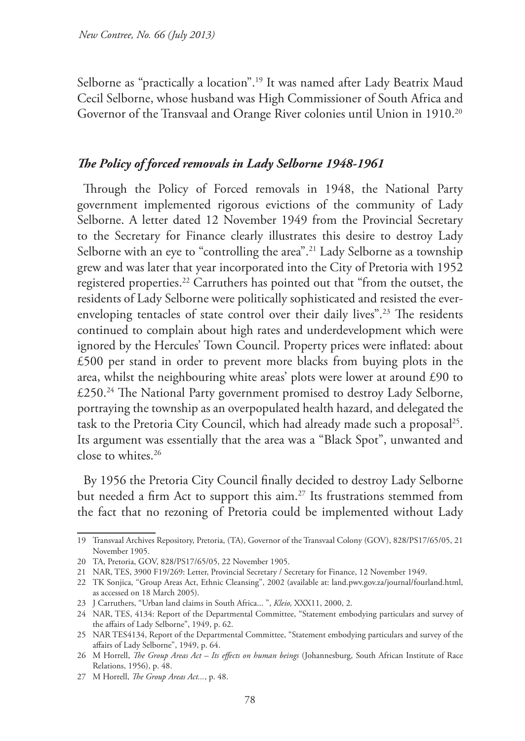Selborne as "practically a location".[19] It was named after Lady Beatrix Maud Cecil Selborne, whose husband was High Commissioner of South Africa and Governor of the Transvaal and Orange River colonies until Union in 1910.[20]

### *The Policy of forced removals in Lady Selborne 1948-1961*

Through the Policy of Forced removals in 1948, the National Party government implemented rigorous evictions of the community of Lady Selborne. A letter dated 12 November 1949 from the Provincial Secretary to the Secretary for Finance clearly illustrates this desire to destroy Lady Selborne with an eye to "controlling the area".[21] Lady Selborne as a township grew and was later that year incorporated into the City of Pretoria with 1952 registered properties.[22] Carruthers has pointed out that "from the outset, the residents of Lady Selborne were politically sophisticated and resisted the ever-enveloping tentacles of state control over their daily lives".[23] The residents continued to complain about high rates and underdevelopment which were ignored by the Hercules' Town Council. Property prices were inflated: about £500 per stand in order to prevent more blacks from buying plots in the area, whilst the neighbouring white areas' plots were lower at around £90 to £250.[24] The National Party government promised to destroy Lady Selborne, portraying the township as an overpopulated health hazard, and delegated the task to the Pretoria City Council, which had already made such a proposal[25]. Its argument was essentially that the area was a "Black Spot", unwanted and close to whites.[26]

By 1956 the Pretoria City Council finally decided to destroy Lady Selborne but needed a firm Act to support this aim.[27] Its frustrations stemmed from the fact that no rezoning of Pretoria could be implemented without Lady

---

19 Transvaal Archives Repository, Pretoria, (TA), Governor of the Transvaal Colony (GOV), 828/PS17/65/05, 21 November 1905.

20 TA, Pretoria, GOV, 828/PS17/65/05, 22 November 1905.

21 NAR, TES, 3900 F19/269: Letter, Provincial Secretary / Secretary for Finance, 12 November 1949.

22 TK Sonjica, "Group Areas Act, Ethnic Cleansing", 2002 (available at: land.pwv.gov.za/journal/fourland.html, as accessed on 18 March 2005).

23 J Carruthers, "Urban land claims in South Africa... ", *Kleio,* XXX11, 2000, 2.

24 NAR, TES, 4134: Report of the Departmental Committee, "Statement embodying particulars and survey of the affairs of Lady Selborne", 1949, p. 62.

25 NAR TES4134, Report of the Departmental Committee, "Statement embodying particulars and survey of the affairs of Lady Selborne", 1949, p. 64.

26 M Horrell, *The Group Areas Act – Its effects on human beings* (Johannesburg, South African Institute of Race Relations, 1956), p. 48.

27 M Horrell, *The Group Areas Act...*, p. 48.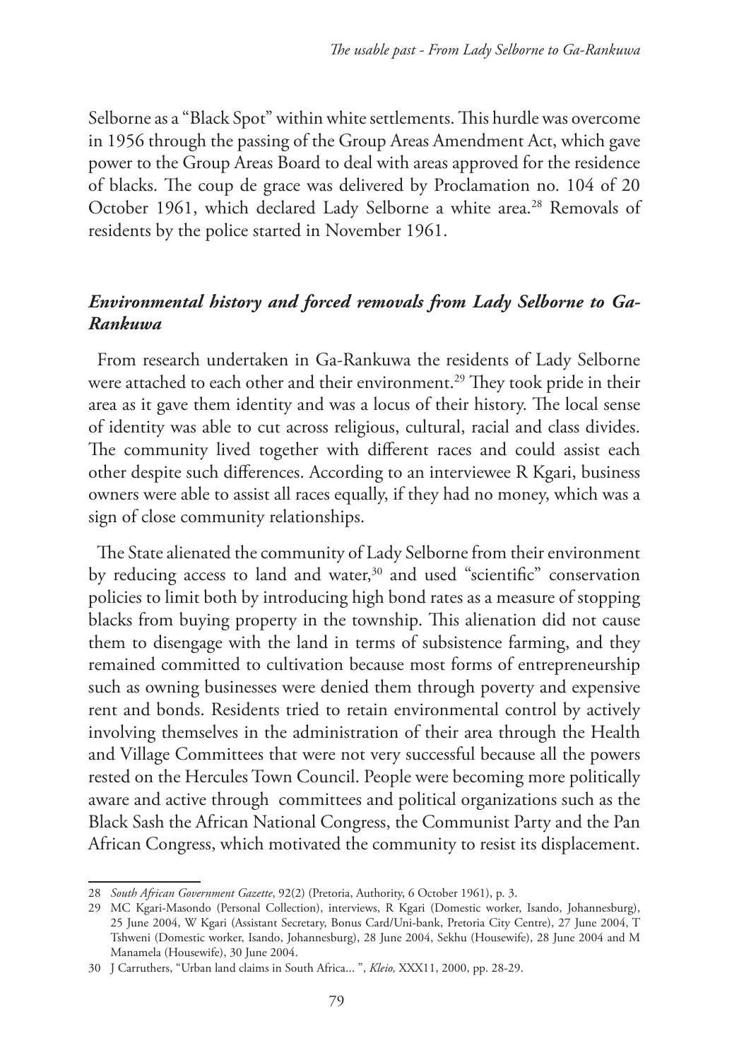Selborne as a "Black Spot" within white settlements. This hurdle was overcome in 1956 through the passing of the Group Areas Amendment Act, which gave power to the Group Areas Board to deal with areas approved for the residence of blacks. The coup de grace was delivered by Proclamation no. 104 of 20 October 1961, which declared Lady Selborne a white area.[28] Removals of residents by the police started in November 1961.

### *Environmental history and forced removals from Lady Selborne to Ga-Rankuwa*

From research undertaken in Ga-Rankuwa the residents of Lady Selborne were attached to each other and their environment.[29] They took pride in their area as it gave them identity and was a locus of their history. The local sense of identity was able to cut across religious, cultural, racial and class divides. The community lived together with different races and could assist each other despite such differences. According to an interviewee R Kgari, business owners were able to assist all races equally, if they had no money, which was a sign of close community relationships.

The State alienated the community of Lady Selborne from their environment by reducing access to land and water,[30] and used "scientific" conservation policies to limit both by introducing high bond rates as a measure of stopping blacks from buying property in the township. This alienation did not cause them to disengage with the land in terms of subsistence farming, and they remained committed to cultivation because most forms of entrepreneurship such as owning businesses were denied them through poverty and expensive rent and bonds. Residents tried to retain environmental control by actively involving themselves in the administration of their area through the Health and Village Committees that were not very successful because all the powers rested on the Hercules Town Council. People were becoming more politically aware and active through committees and political organizations such as the Black Sash the African National Congress, the Communist Party and the Pan African Congress, which motivated the community to resist its displacement.

---

28 *South African Government Gazette*, 92(2) (Pretoria, Authority, 6 October 1961), p. 3.

29 MC Kgari-Masondo (Personal Collection), interviews, R Kgari (Domestic worker, Isando, Johannesburg), 25 June 2004, W Kgari (Assistant Secretary, Bonus Card/Uni-bank, Pretoria City Centre), 27 June 2004, T Tshweni (Domestic worker, Isando, Johannesburg), 28 June 2004, Sekhu (Housewife), 28 June 2004 and M Manamela (Housewife), 30 June 2004.

30 J Carruthers, "Urban land claims in South Africa... ", *Kleio,* XXX11, 2000, pp. 28-29.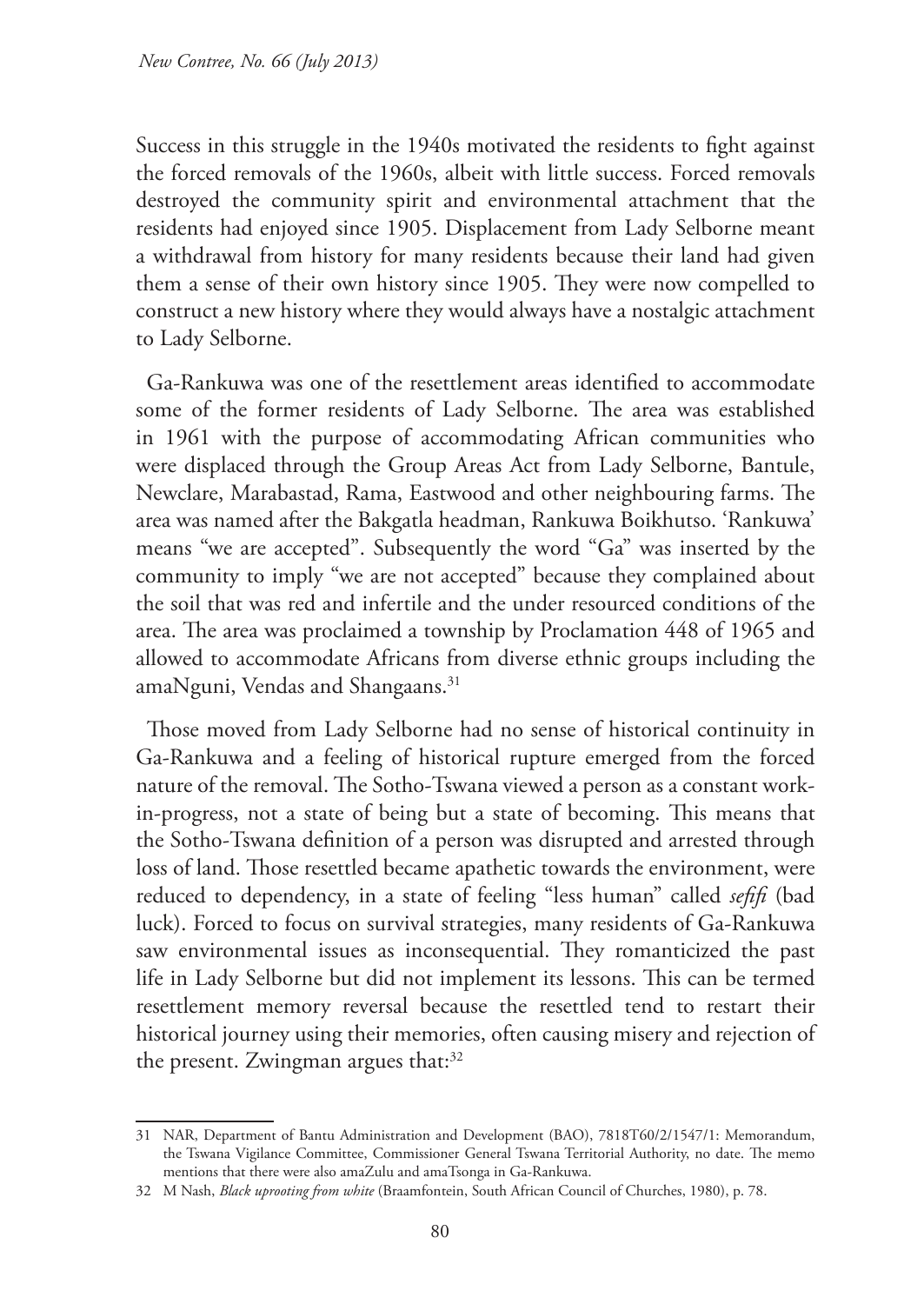Success in this struggle in the 1940s motivated the residents to fight against the forced removals of the 1960s, albeit with little success. Forced removals destroyed the community spirit and environmental attachment that the residents had enjoyed since 1905. Displacement from Lady Selborne meant a withdrawal from history for many residents because their land had given them a sense of their own history since 1905. They were now compelled to construct a new history where they would always have a nostalgic attachment to Lady Selborne.

Ga-Rankuwa was one of the resettlement areas identified to accommodate some of the former residents of Lady Selborne. The area was established in 1961 with the purpose of accommodating African communities who were displaced through the Group Areas Act from Lady Selborne, Bantule, Newclare, Marabastad, Rama, Eastwood and other neighbouring farms. The area was named after the Bakgatla headman, Rankuwa Boikhutso. 'Rankuwa' means "we are accepted". Subsequently the word "Ga" was inserted by the community to imply "we are not accepted" because they complained about the soil that was red and infertile and the under resourced conditions of the area. The area was proclaimed a township by Proclamation 448 of 1965 and allowed to accommodate Africans from diverse ethnic groups including the amaNguni, Vendas and Shangaans.[31]

Those moved from Lady Selborne had no sense of historical continuity in Ga-Rankuwa and a feeling of historical rupture emerged from the forced nature of the removal. The Sotho-Tswana viewed a person as a constant work-in-progress, not a state of being but a state of becoming. This means that the Sotho-Tswana definition of a person was disrupted and arrested through loss of land. Those resettled became apathetic towards the environment, were reduced to dependency, in a state of feeling "less human" called *sefifi* (bad luck). Forced to focus on survival strategies, many residents of Ga-Rankuwa saw environmental issues as inconsequential. They romanticized the past life in Lady Selborne but did not implement its lessons. This can be termed resettlement memory reversal because the resettled tend to restart their historical journey using their memories, often causing misery and rejection of the present. Zwingman argues that:[32]

---

31 NAR, Department of Bantu Administration and Development (BAO), 7818T60/2/1547/1: Memorandum, the Tswana Vigilance Committee, Commissioner General Tswana Territorial Authority, no date. The memo mentions that there were also amaZulu and amaTsonga in Ga-Rankuwa.

32 M Nash, *Black uprooting from white* (Braamfontein, South African Council of Churches, 1980), p. 78.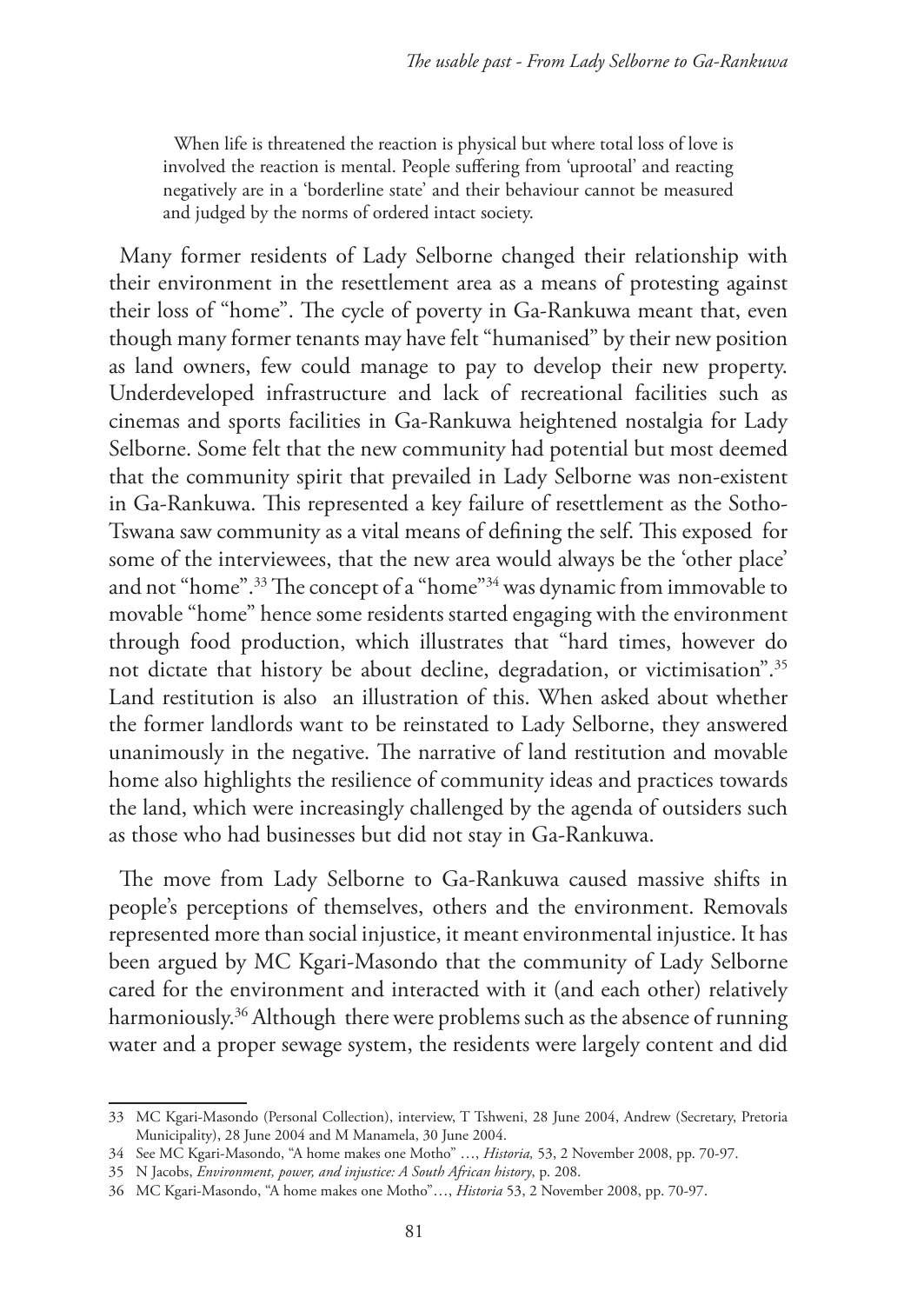> When life is threatened the reaction is physical but where total loss of love is involved the reaction is mental. People suffering from 'uprootal' and reacting negatively are in a 'borderline state' and their behaviour cannot be measured and judged by the norms of ordered intact society.

Many former residents of Lady Selborne changed their relationship with their environment in the resettlement area as a means of protesting against their loss of "home". The cycle of poverty in Ga-Rankuwa meant that, even though many former tenants may have felt "humanised" by their new position as land owners, few could manage to pay to develop their new property. Underdeveloped infrastructure and lack of recreational facilities such as cinemas and sports facilities in Ga-Rankuwa heightened nostalgia for Lady Selborne. Some felt that the new community had potential but most deemed that the community spirit that prevailed in Lady Selborne was non-existent in Ga-Rankuwa. This represented a key failure of resettlement as the Sotho-Tswana saw community as a vital means of defining the self. This exposed for some of the interviewees, that the new area would always be the 'other place' and not "home".[33] The concept of a "home"[34] was dynamic from immovable to movable "home" hence some residents started engaging with the environment through food production, which illustrates that "hard times, however do not dictate that history be about decline, degradation, or victimisation".[35] Land restitution is also an illustration of this. When asked about whether the former landlords want to be reinstated to Lady Selborne, they answered unanimously in the negative. The narrative of land restitution and movable home also highlights the resilience of community ideas and practices towards the land, which were increasingly challenged by the agenda of outsiders such as those who had businesses but did not stay in Ga-Rankuwa.

The move from Lady Selborne to Ga-Rankuwa caused massive shifts in people's perceptions of themselves, others and the environment. Removals represented more than social injustice, it meant environmental injustice. It has been argued by MC Kgari-Masondo that the community of Lady Selborne cared for the environment and interacted with it (and each other) relatively harmoniously.[36] Although there were problems such as the absence of running water and a proper sewage system, the residents were largely content and did

---

33 MC Kgari-Masondo (Personal Collection), interview, T Tshweni, 28 June 2004, Andrew (Secretary, Pretoria Municipality), 28 June 2004 and M Manamela, 30 June 2004.

34 See MC Kgari-Masondo, "A home makes one Motho" …, *Historia,* 53, 2 November 2008, pp. 70-97.

35 N Jacobs, *Environment, power, and injustice: A South African history*, p. 208.

36 MC Kgari-Masondo, "A home makes one Motho"…, *Historia* 53, 2 November 2008, pp. 70-97.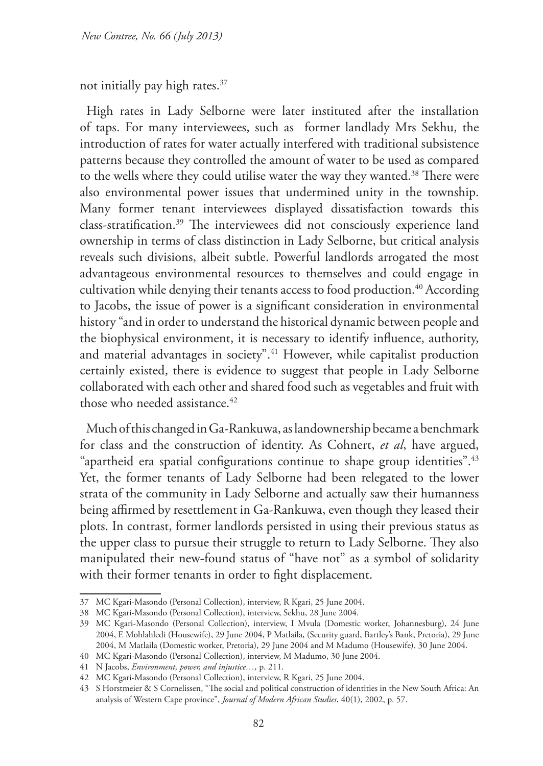not initially pay high rates.[37]

High rates in Lady Selborne were later instituted after the installation of taps. For many interviewees, such as former landlady Mrs Sekhu, the introduction of rates for water actually interfered with traditional subsistence patterns because they controlled the amount of water to be used as compared to the wells where they could utilise water the way they wanted.[38] There were also environmental power issues that undermined unity in the township. Many former tenant interviewees displayed dissatisfaction towards this class-stratification.[39] The interviewees did not consciously experience land ownership in terms of class distinction in Lady Selborne, but critical analysis reveals such divisions, albeit subtle. Powerful landlords arrogated the most advantageous environmental resources to themselves and could engage in cultivation while denying their tenants access to food production.[40] According to Jacobs, the issue of power is a significant consideration in environmental history "and in order to understand the historical dynamic between people and the biophysical environment, it is necessary to identify influence, authority, and material advantages in society".[41] However, while capitalist production certainly existed, there is evidence to suggest that people in Lady Selborne collaborated with each other and shared food such as vegetables and fruit with those who needed assistance.[42]

Much of this changed in Ga-Rankuwa, as landownership became a benchmark for class and the construction of identity. As Cohnert, *et al*, have argued, "apartheid era spatial configurations continue to shape group identities".[43] Yet, the former tenants of Lady Selborne had been relegated to the lower strata of the community in Lady Selborne and actually saw their humanness being affirmed by resettlement in Ga-Rankuwa, even though they leased their plots. In contrast, former landlords persisted in using their previous status as the upper class to pursue their struggle to return to Lady Selborne. They also manipulated their new-found status of "have not" as a symbol of solidarity with their former tenants in order to fight displacement.

---

37 MC Kgari-Masondo (Personal Collection), interview, R Kgari, 25 June 2004.

38 MC Kgari-Masondo (Personal Collection), interview, Sekhu, 28 June 2004.

39 MC Kgari-Masondo (Personal Collection), interview, I Mvula (Domestic worker, Johannesburg), 24 June 2004, E Mohlahledi (Housewife), 29 June 2004, P Matlaila, (Security guard, Bartley's Bank, Pretoria), 29 June 2004, M Matlaila (Domestic worker, Pretoria), 29 June 2004 and M Madumo (Housewife), 30 June 2004.

40 MC Kgari-Masondo (Personal Collection), interview, M Madumo, 30 June 2004.

41 N Jacobs, *Environment, power, and injustice…,* p. 211.

42 MC Kgari-Masondo (Personal Collection), interview, R Kgari, 25 June 2004.

43 S Horstmeier & S Cornelissen, "The social and political construction of identities in the New South Africa: An analysis of Western Cape province", *Journal of Modern African Studies*, 40(1), 2002, p. 57.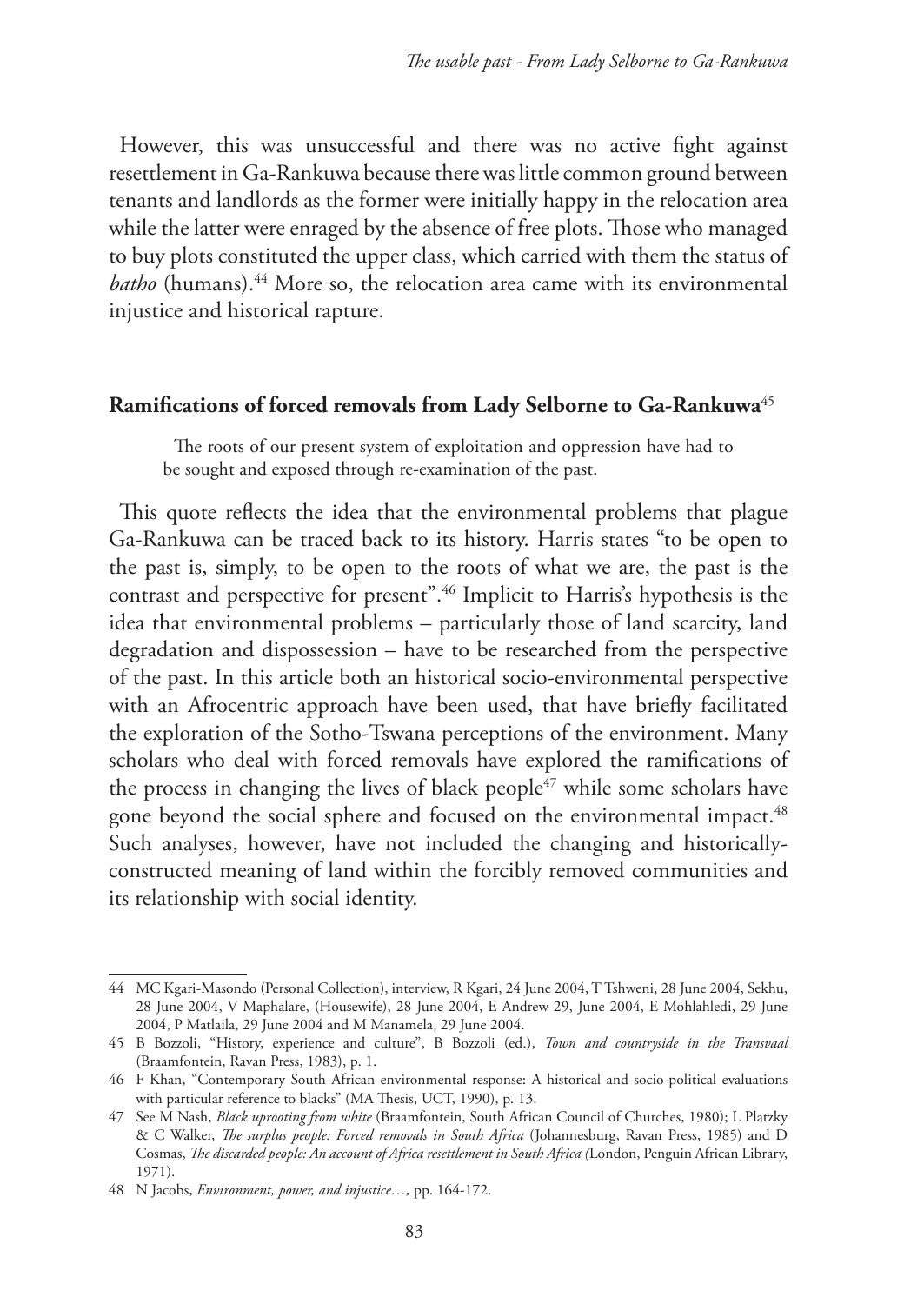However, this was unsuccessful and there was no active fight against resettlement in Ga-Rankuwa because there was little common ground between tenants and landlords as the former were initially happy in the relocation area while the latter were enraged by the absence of free plots. Those who managed to buy plots constituted the upper class, which carried with them the status of *batho* (humans).[44] More so, the relocation area came with its environmental injustice and historical rapture.

## Ramifications of forced removals from Lady Selborne to Ga-Rankuwa[45]

> The roots of our present system of exploitation and oppression have had to be sought and exposed through re-examination of the past.

This quote reflects the idea that the environmental problems that plague Ga-Rankuwa can be traced back to its history. Harris states "to be open to the past is, simply, to be open to the roots of what we are, the past is the contrast and perspective for present".[46] Implicit to Harris's hypothesis is the idea that environmental problems – particularly those of land scarcity, land degradation and dispossession – have to be researched from the perspective of the past. In this article both an historical socio-environmental perspective with an Afrocentric approach have been used, that have briefly facilitated the exploration of the Sotho-Tswana perceptions of the environment. Many scholars who deal with forced removals have explored the ramifications of the process in changing the lives of black people[47] while some scholars have gone beyond the social sphere and focused on the environmental impact.[48] Such analyses, however, have not included the changing and historically-constructed meaning of land within the forcibly removed communities and its relationship with social identity.

---

44 MC Kgari-Masondo (Personal Collection), interview, R Kgari, 24 June 2004, T Tshweni, 28 June 2004, Sekhu, 28 June 2004, V Maphalare, (Housewife), 28 June 2004, E Andrew 29, June 2004, E Mohlahledi, 29 June 2004, P Matlaila, 29 June 2004 and M Manamela, 29 June 2004.

45 B Bozzoli, "History, experience and culture", B Bozzoli (ed.), *Town and countryside in the Transvaal* (Braamfontein, Ravan Press, 1983), p. 1.

46 F Khan, "Contemporary South African environmental response: A historical and socio-political evaluations with particular reference to blacks" (MA Thesis, UCT, 1990), p. 13.

47 See M Nash, *Black uprooting from white* (Braamfontein, South African Council of Churches, 1980); L Platzky & C Walker, *The surplus people: Forced removals in South Africa* (Johannesburg, Ravan Press, 1985) and D Cosmas, *The discarded people: An account of Africa resettlement in South Africa* (London, Penguin African Library, 1971).

48 N Jacobs, *Environment, power, and injustice…,* pp. 164-172.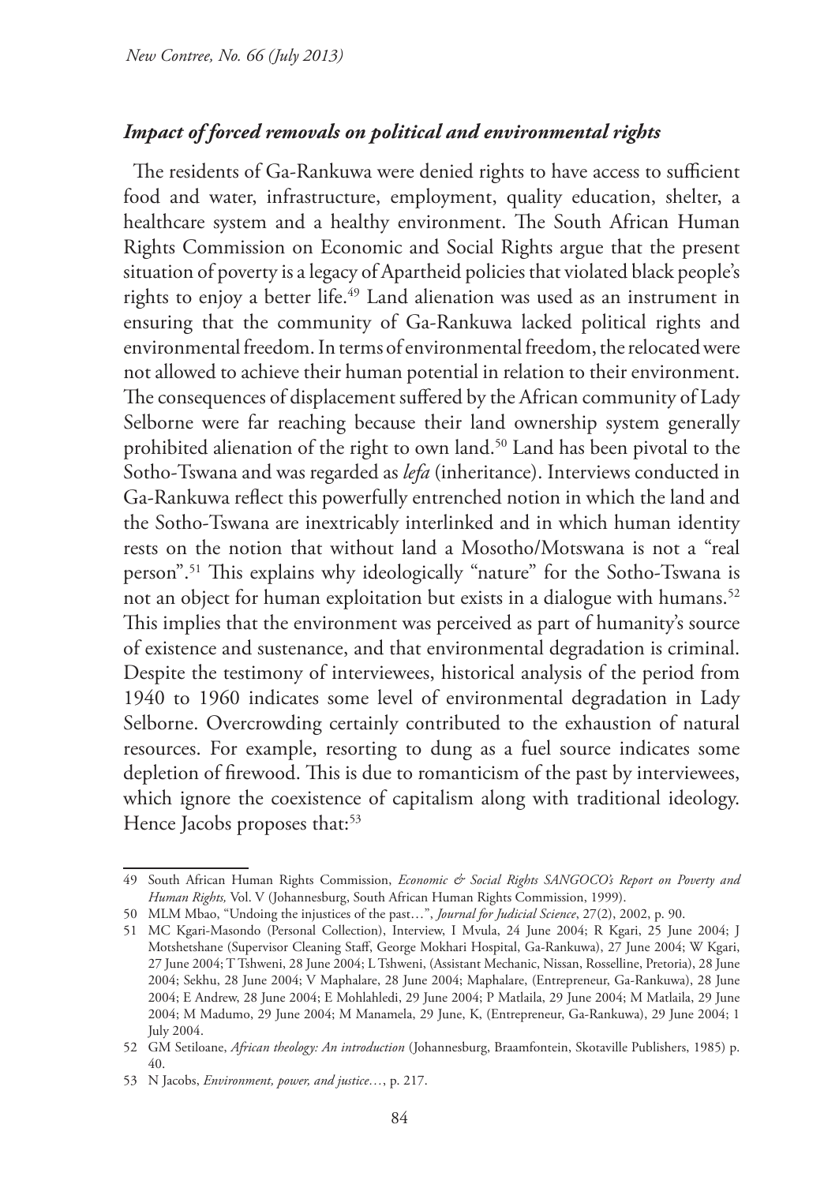### *Impact of forced removals on political and environmental rights*

The residents of Ga-Rankuwa were denied rights to have access to sufficient food and water, infrastructure, employment, quality education, shelter, a healthcare system and a healthy environment. The South African Human Rights Commission on Economic and Social Rights argue that the present situation of poverty is a legacy of Apartheid policies that violated black people's rights to enjoy a better life.[49] Land alienation was used as an instrument in ensuring that the community of Ga-Rankuwa lacked political rights and environmental freedom. In terms of environmental freedom, the relocated were not allowed to achieve their human potential in relation to their environment. The consequences of displacement suffered by the African community of Lady Selborne were far reaching because their land ownership system generally prohibited alienation of the right to own land.[50] Land has been pivotal to the Sotho-Tswana and was regarded as *lefa* (inheritance). Interviews conducted in Ga-Rankuwa reflect this powerfully entrenched notion in which the land and the Sotho-Tswana are inextricably interlinked and in which human identity rests on the notion that without land a Mosotho/Motswana is not a "real person".[51] This explains why ideologically "nature" for the Sotho-Tswana is not an object for human exploitation but exists in a dialogue with humans.[52] This implies that the environment was perceived as part of humanity's source of existence and sustenance, and that environmental degradation is criminal. Despite the testimony of interviewees, historical analysis of the period from 1940 to 1960 indicates some level of environmental degradation in Lady Selborne. Overcrowding certainly contributed to the exhaustion of natural resources. For example, resorting to dung as a fuel source indicates some depletion of firewood. This is due to romanticism of the past by interviewees, which ignore the coexistence of capitalism along with traditional ideology. Hence Jacobs proposes that:[53]

---

49 South African Human Rights Commission, *Economic & Social Rights SANGOCO's Report on Poverty and Human Rights,* Vol. V (Johannesburg, South African Human Rights Commission, 1999).

50 MLM Mbao, "Undoing the injustices of the past…", *Journal for Judicial Science*, 27(2), 2002, p. 90.

51 MC Kgari-Masondo (Personal Collection), Interview, I Mvula, 24 June 2004; R Kgari, 25 June 2004; J Motshetshane (Supervisor Cleaning Staff, George Mokhari Hospital, Ga-Rankuwa), 27 June 2004; W Kgari, 27 June 2004; T Tshweni, 28 June 2004; L Tshweni, (Assistant Mechanic, Nissan, Rosselline, Pretoria), 28 June 2004; Sekhu, 28 June 2004; V Maphalare, 28 June 2004; Maphalare, (Entrepreneur, Ga-Rankuwa), 28 June 2004; E Andrew, 28 June 2004; E Mohlahledi, 29 June 2004; P Matlaila, 29 June 2004; M Matlaila, 29 June 2004; M Madumo, 29 June 2004; M Manamela, 29 June, K, (Entrepreneur, Ga-Rankuwa), 29 June 2004; 1 July 2004.

52 GM Setiloane, *African theology: An introduction* (Johannesburg, Braamfontein, Skotaville Publishers, 1985) p. 40.

53 N Jacobs, *Environment, power, and justice…*, p. 217.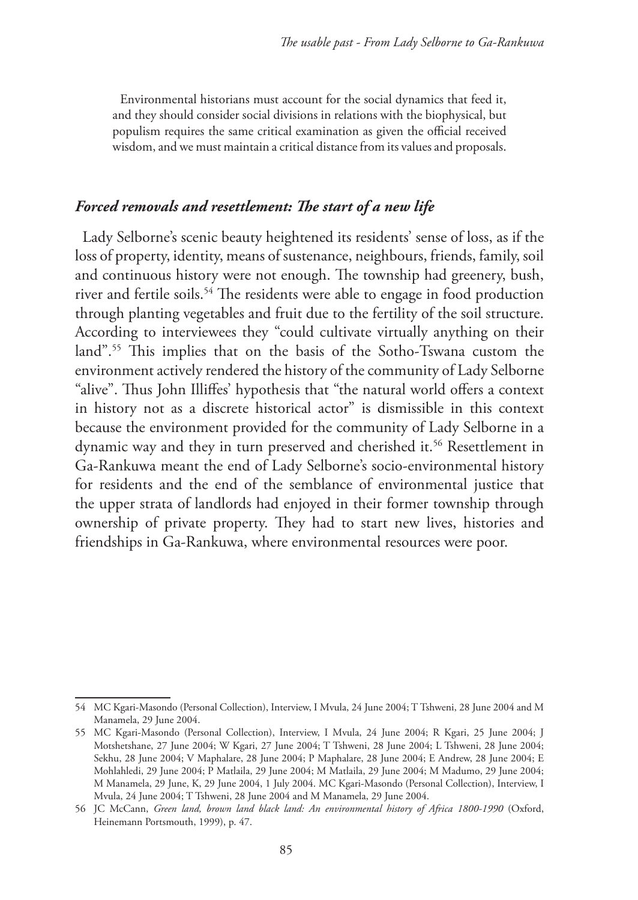Environmental historians must account for the social dynamics that feed it, and they should consider social divisions in relations with the biophysical, but populism requires the same critical examination as given the official received wisdom, and we must maintain a critical distance from its values and proposals.

### *Forced removals and resettlement: The start of a new life*

Lady Selborne's scenic beauty heightened its residents' sense of loss, as if the loss of property, identity, means of sustenance, neighbours, friends, family, soil and continuous history were not enough. The township had greenery, bush, river and fertile soils.[54] The residents were able to engage in food production through planting vegetables and fruit due to the fertility of the soil structure. According to interviewees they "could cultivate virtually anything on their land".[55] This implies that on the basis of the Sotho-Tswana custom the environment actively rendered the history of the community of Lady Selborne "alive". Thus John Illiffes' hypothesis that "the natural world offers a context in history not as a discrete historical actor" is dismissible in this context because the environment provided for the community of Lady Selborne in a dynamic way and they in turn preserved and cherished it.[56] Resettlement in Ga-Rankuwa meant the end of Lady Selborne's socio-environmental history for residents and the end of the semblance of environmental justice that the upper strata of landlords had enjoyed in their former township through ownership of private property. They had to start new lives, histories and friendships in Ga-Rankuwa, where environmental resources were poor.

---

54 MC Kgari-Masondo (Personal Collection), Interview, I Mvula, 24 June 2004; T Tshweni, 28 June 2004 and M Manamela, 29 June 2004.

55 MC Kgari-Masondo (Personal Collection), Interview, I Mvula, 24 June 2004; R Kgari, 25 June 2004; J Motshetshane, 27 June 2004; W Kgari, 27 June 2004; T Tshweni, 28 June 2004; L Tshweni, 28 June 2004; Sekhu, 28 June 2004; V Maphalare, 28 June 2004; P Maphalare, 28 June 2004; E Andrew, 28 June 2004; E Mohlahledi, 29 June 2004; P Matlaila, 29 June 2004; M Matlaila, 29 June 2004; M Madumo, 29 June 2004; M Manamela, 29 June, K, 29 June 2004, 1 July 2004. MC Kgari-Masondo (Personal Collection), Interview, I Mvula, 24 June 2004; T Tshweni, 28 June 2004 and M Manamela, 29 June 2004.

56 JC McCann, *Green land, brown land black land: An environmental history of Africa 1800-1990* (Oxford, Heinemann Portsmouth, 1999), p. 47.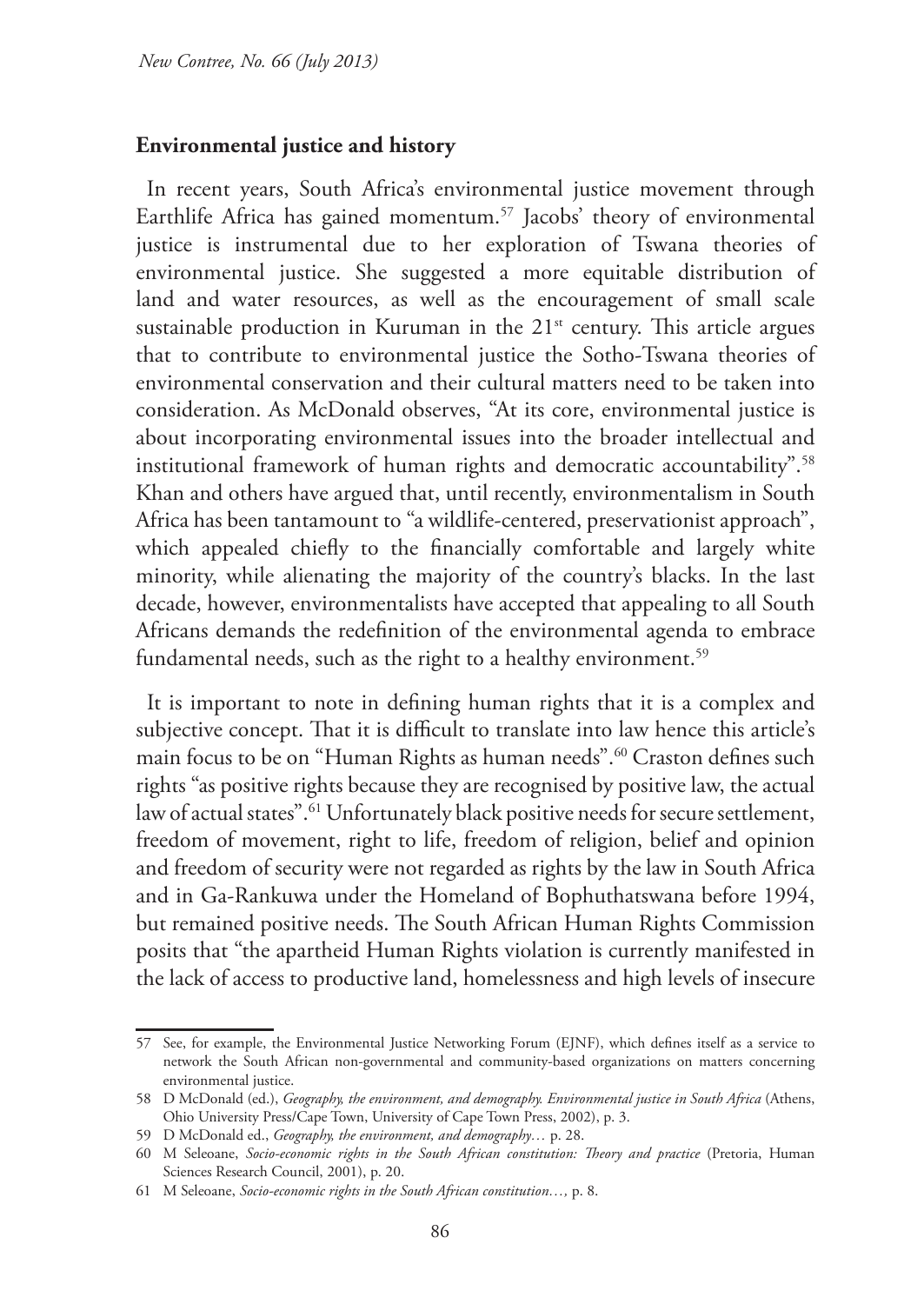## **Environmental justice and history**

In recent years, South Africa's environmental justice movement through Earthlife Africa has gained momentum.[57] Jacobs' theory of environmental justice is instrumental due to her exploration of Tswana theories of environmental justice. She suggested a more equitable distribution of land and water resources, as well as the encouragement of small scale sustainable production in Kuruman in the 21st century. This article argues that to contribute to environmental justice the Sotho-Tswana theories of environmental conservation and their cultural matters need to be taken into consideration. As McDonald observes, "At its core, environmental justice is about incorporating environmental issues into the broader intellectual and institutional framework of human rights and democratic accountability".[58] Khan and others have argued that, until recently, environmentalism in South Africa has been tantamount to "a wildlife-centered, preservationist approach", which appealed chiefly to the financially comfortable and largely white minority, while alienating the majority of the country's blacks. In the last decade, however, environmentalists have accepted that appealing to all South Africans demands the redefinition of the environmental agenda to embrace fundamental needs, such as the right to a healthy environment.[59]

It is important to note in defining human rights that it is a complex and subjective concept. That it is difficult to translate into law hence this article's main focus to be on "Human Rights as human needs".[60] Craston defines such rights "as positive rights because they are recognised by positive law, the actual law of actual states".[61] Unfortunately black positive needs for secure settlement, freedom of movement, right to life, freedom of religion, belief and opinion and freedom of security were not regarded as rights by the law in South Africa and in Ga-Rankuwa under the Homeland of Bophuthatswana before 1994, but remained positive needs. The South African Human Rights Commission posits that "the apartheid Human Rights violation is currently manifested in the lack of access to productive land, homelessness and high levels of insecure

---

57 See, for example, the Environmental Justice Networking Forum (EJNF), which defines itself as a service to network the South African non-governmental and community-based organizations on matters concerning environmental justice.

58 D McDonald (ed.), *Geography, the environment, and demography. Environmental justice in South Africa* (Athens, Ohio University Press/Cape Town, University of Cape Town Press, 2002), p. 3.

59 D McDonald ed., *Geography, the environment, and demography…* p. 28.

60 M Seleoane, *Socio-economic rights in the South African constitution: Theory and practice* (Pretoria, Human Sciences Research Council, 2001), p. 20.

61 M Seleoane, *Socio-economic rights in the South African constitution…,* p. 8.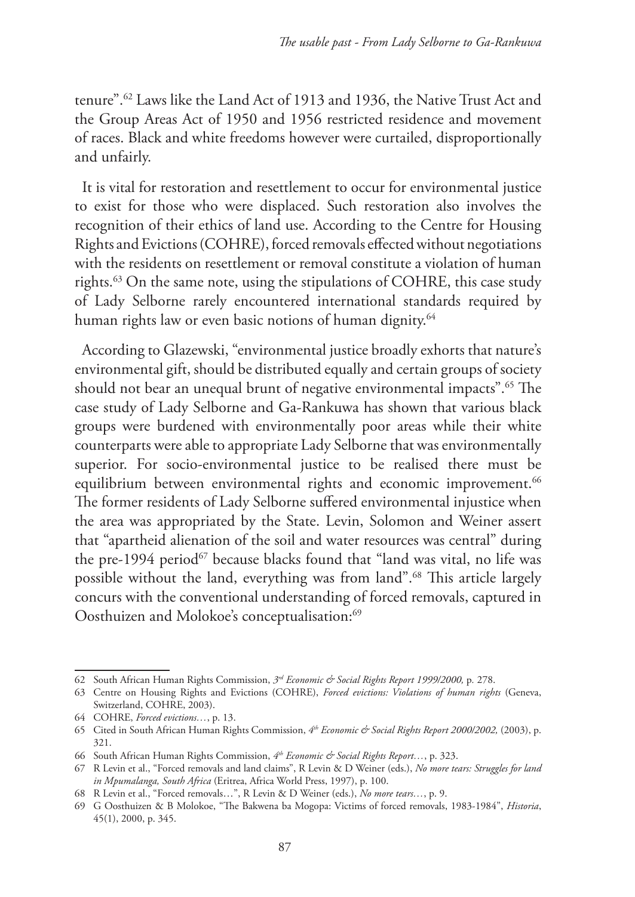tenure".[62] Laws like the Land Act of 1913 and 1936, the Native Trust Act and the Group Areas Act of 1950 and 1956 restricted residence and movement of races. Black and white freedoms however were curtailed, disproportionally and unfairly.

It is vital for restoration and resettlement to occur for environmental justice to exist for those who were displaced. Such restoration also involves the recognition of their ethics of land use. According to the Centre for Housing Rights and Evictions (COHRE), forced removals effected without negotiations with the residents on resettlement or removal constitute a violation of human rights.[63] On the same note, using the stipulations of COHRE, this case study of Lady Selborne rarely encountered international standards required by human rights law or even basic notions of human dignity.[64]

According to Glazewski, "environmental justice broadly exhorts that nature's environmental gift, should be distributed equally and certain groups of society should not bear an unequal brunt of negative environmental impacts".[65] The case study of Lady Selborne and Ga-Rankuwa has shown that various black groups were burdened with environmentally poor areas while their white counterparts were able to appropriate Lady Selborne that was environmentally superior. For socio-environmental justice to be realised there must be equilibrium between environmental rights and economic improvement.[66] The former residents of Lady Selborne suffered environmental injustice when the area was appropriated by the State. Levin, Solomon and Weiner assert that "apartheid alienation of the soil and water resources was central" during the pre-1994 period[67] because blacks found that "land was vital, no life was possible without the land, everything was from land".[68] This article largely concurs with the conventional understanding of forced removals, captured in Oosthuizen and Molokoe's conceptualisation:[69]

---

62 South African Human Rights Commission, *3rd Economic & Social Rights Report 1999/2000,* p. 278.

63 Centre on Housing Rights and Evictions (COHRE), *Forced evictions: Violations of human rights* (Geneva, Switzerland, COHRE, 2003).

64 COHRE, *Forced evictions…*, p. 13.

65 Cited in South African Human Rights Commission, *4th Economic & Social Rights Report 2000/2002,* (2003), p. 321.

66 South African Human Rights Commission, *4th Economic & Social Rights Report…*, p. 323.

67 R Levin et al., "Forced removals and land claims", R Levin & D Weiner (eds.), *No more tears: Struggles for land in Mpumalanga, South Africa* (Eritrea, Africa World Press, 1997), p. 100.

68 R Levin et al., "Forced removals…", R Levin & D Weiner (eds.), *No more tears…*, p. 9.

69 G Oosthuizen & B Molokoe, "The Bakwena ba Mogopa: Victims of forced removals, 1983-1984", *Historia*, 45(1), 2000, p. 345.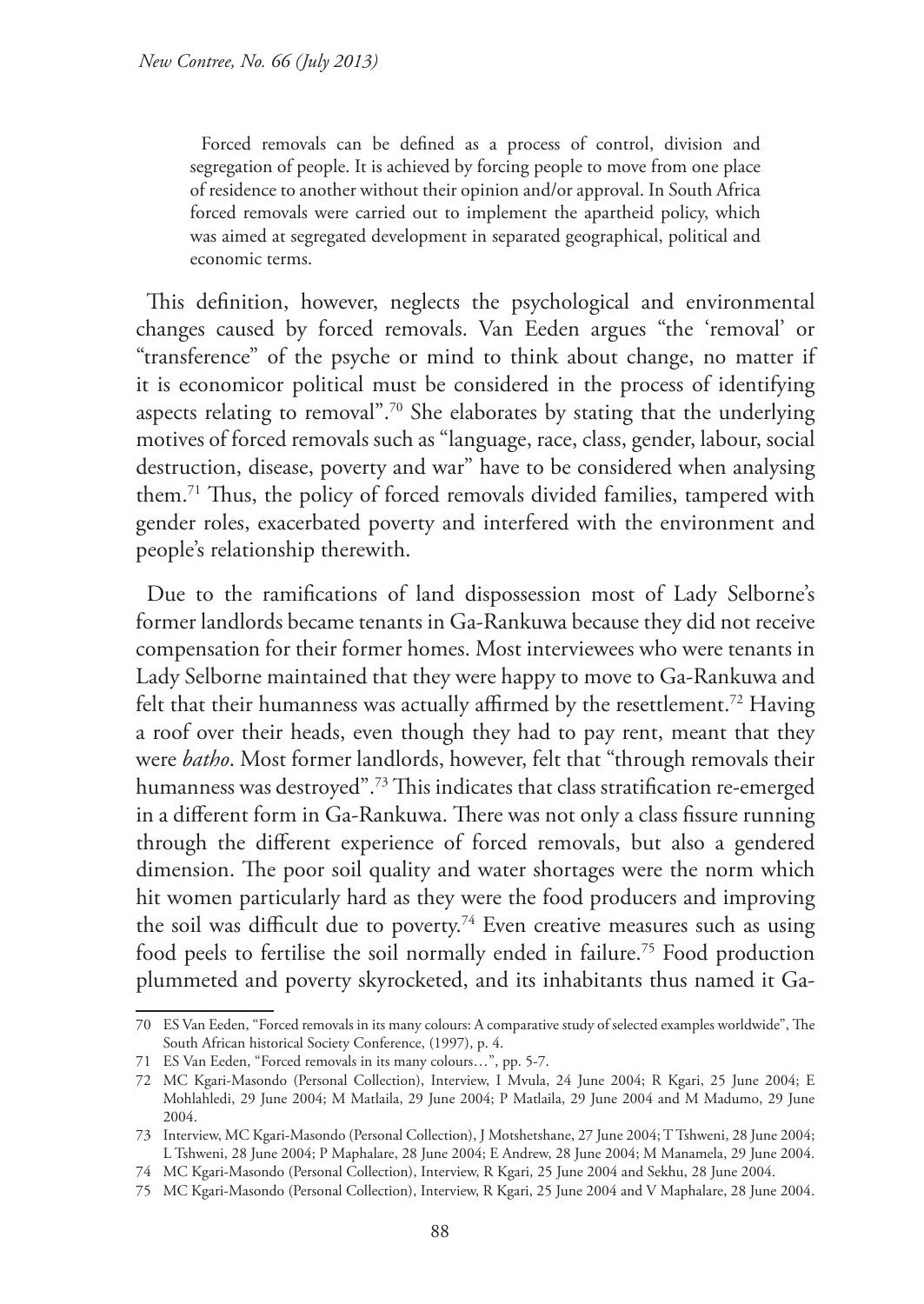> Forced removals can be defined as a process of control, division and segregation of people. It is achieved by forcing people to move from one place of residence to another without their opinion and/or approval. In South Africa forced removals were carried out to implement the apartheid policy, which was aimed at segregated development in separated geographical, political and economic terms.

This definition, however, neglects the psychological and environmental changes caused by forced removals. Van Eeden argues "the 'removal' or "transference" of the psyche or mind to think about change, no matter if it is economicor political must be considered in the process of identifying aspects relating to removal".[70] She elaborates by stating that the underlying motives of forced removals such as "language, race, class, gender, labour, social destruction, disease, poverty and war" have to be considered when analysing them.[71] Thus, the policy of forced removals divided families, tampered with gender roles, exacerbated poverty and interfered with the environment and people's relationship therewith.

Due to the ramifications of land dispossession most of Lady Selborne's former landlords became tenants in Ga-Rankuwa because they did not receive compensation for their former homes. Most interviewees who were tenants in Lady Selborne maintained that they were happy to move to Ga-Rankuwa and felt that their humanness was actually affirmed by the resettlement.[72] Having a roof over their heads, even though they had to pay rent, meant that they were *batho*. Most former landlords, however, felt that "through removals their humanness was destroyed".[73] This indicates that class stratification re-emerged in a different form in Ga-Rankuwa. There was not only a class fissure running through the different experience of forced removals, but also a gendered dimension. The poor soil quality and water shortages were the norm which hit women particularly hard as they were the food producers and improving the soil was difficult due to poverty.[74] Even creative measures such as using food peels to fertilise the soil normally ended in failure.[75] Food production plummeted and poverty skyrocketed, and its inhabitants thus named it Ga-

---

70 ES Van Eeden, "Forced removals in its many colours: A comparative study of selected examples worldwide", The South African historical Society Conference, (1997), p. 4.

71 ES Van Eeden, "Forced removals in its many colours…", pp. 5-7.

72 MC Kgari-Masondo (Personal Collection), Interview, I Mvula, 24 June 2004; R Kgari, 25 June 2004; E Mohlahledi, 29 June 2004; M Matlaila, 29 June 2004; P Matlaila, 29 June 2004 and M Madumo, 29 June 2004.

73 Interview, MC Kgari-Masondo (Personal Collection), J Motshetshane, 27 June 2004; T Tshweni, 28 June 2004; L Tshweni, 28 June 2004; P Maphalare, 28 June 2004; E Andrew, 28 June 2004; M Manamela, 29 June 2004.

74 MC Kgari-Masondo (Personal Collection), Interview, R Kgari, 25 June 2004 and Sekhu, 28 June 2004.

75 MC Kgari-Masondo (Personal Collection), Interview, R Kgari, 25 June 2004 and V Maphalare, 28 June 2004.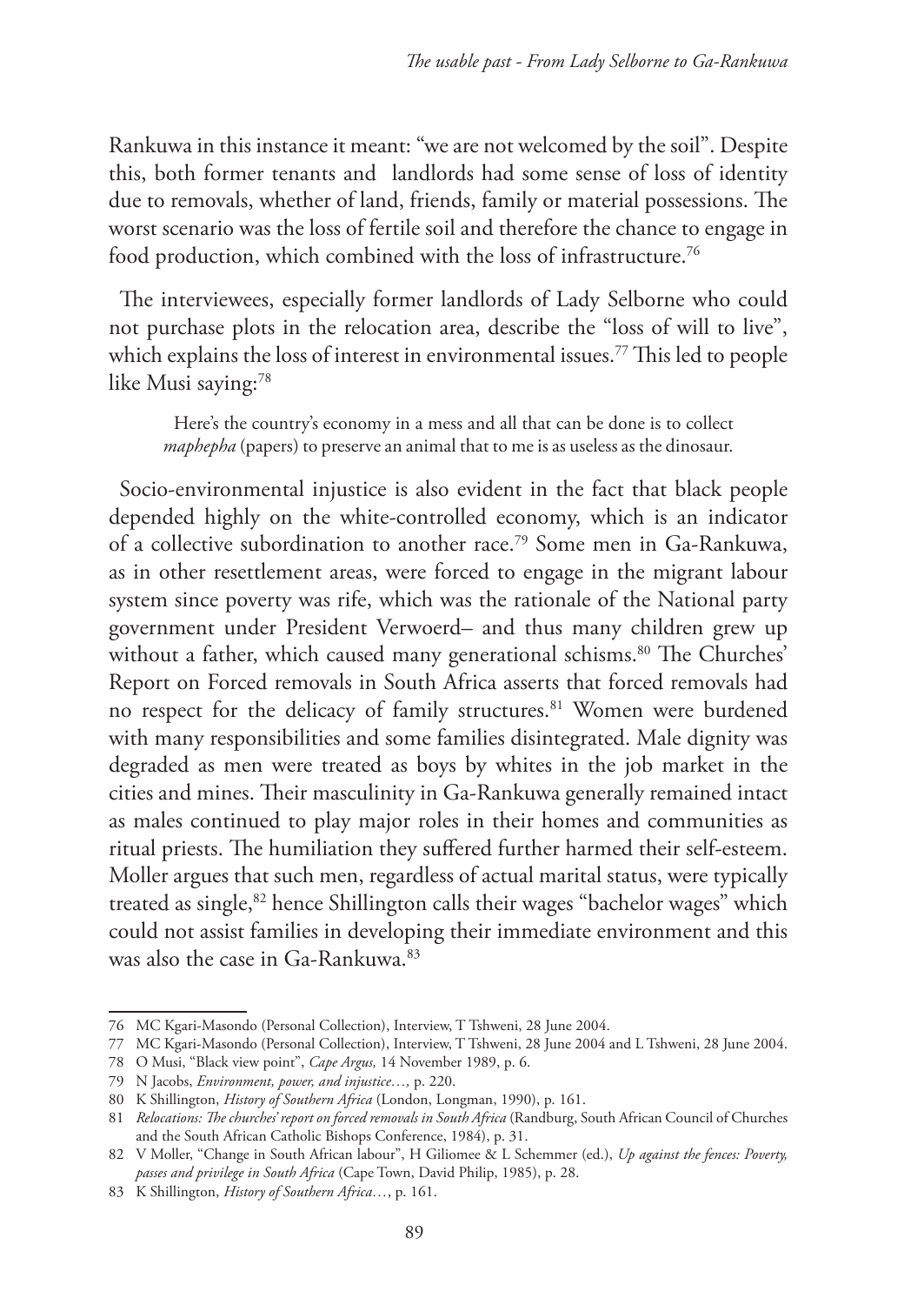Rankuwa in this instance it meant: "we are not welcomed by the soil". Despite this, both former tenants and landlords had some sense of loss of identity due to removals, whether of land, friends, family or material possessions. The worst scenario was the loss of fertile soil and therefore the chance to engage in food production, which combined with the loss of infrastructure.[76]

The interviewees, especially former landlords of Lady Selborne who could not purchase plots in the relocation area, describe the "loss of will to live", which explains the loss of interest in environmental issues.[77] This led to people like Musi saying:[78]

> Here's the country's economy in a mess and all that can be done is to collect *maphepha* (papers) to preserve an animal that to me is as useless as the dinosaur.

Socio-environmental injustice is also evident in the fact that black people depended highly on the white-controlled economy, which is an indicator of a collective subordination to another race.[79] Some men in Ga-Rankuwa, as in other resettlement areas, were forced to engage in the migrant labour system since poverty was rife, which was the rationale of the National party government under President Verwoerd– and thus many children grew up without a father, which caused many generational schisms.[80] The Churches' Report on Forced removals in South Africa asserts that forced removals had no respect for the delicacy of family structures.[81] Women were burdened with many responsibilities and some families disintegrated. Male dignity was degraded as men were treated as boys by whites in the job market in the cities and mines. Their masculinity in Ga-Rankuwa generally remained intact as males continued to play major roles in their homes and communities as ritual priests. The humiliation they suffered further harmed their self-esteem. Moller argues that such men, regardless of actual marital status, were typically treated as single,[82] hence Shillington calls their wages "bachelor wages" which could not assist families in developing their immediate environment and this was also the case in Ga-Rankuwa.[83]

---

76 MC Kgari-Masondo (Personal Collection), Interview, T Tshweni, 28 June 2004.

77 MC Kgari-Masondo (Personal Collection), Interview, T Tshweni, 28 June 2004 and L Tshweni, 28 June 2004.

78 O Musi, "Black view point", *Cape Argus,* 14 November 1989, p. 6.

79 N Jacobs, *Environment, power, and injustice…,* p. 220.

80 K Shillington, *History of Southern Africa* (London, Longman, 1990), p. 161.

81 *Relocations: The churches' report on forced removals in South Africa* (Randburg, South African Council of Churches and the South African Catholic Bishops Conference, 1984), p. 31.

82 V Moller, "Change in South African labour", H Giliomee & L Schemmer (ed.), *Up against the fences: Poverty, passes and privilege in South Africa* (Cape Town, David Philip, 1985), p. 28.

83 K Shillington, *History of Southern Africa…*, p. 161.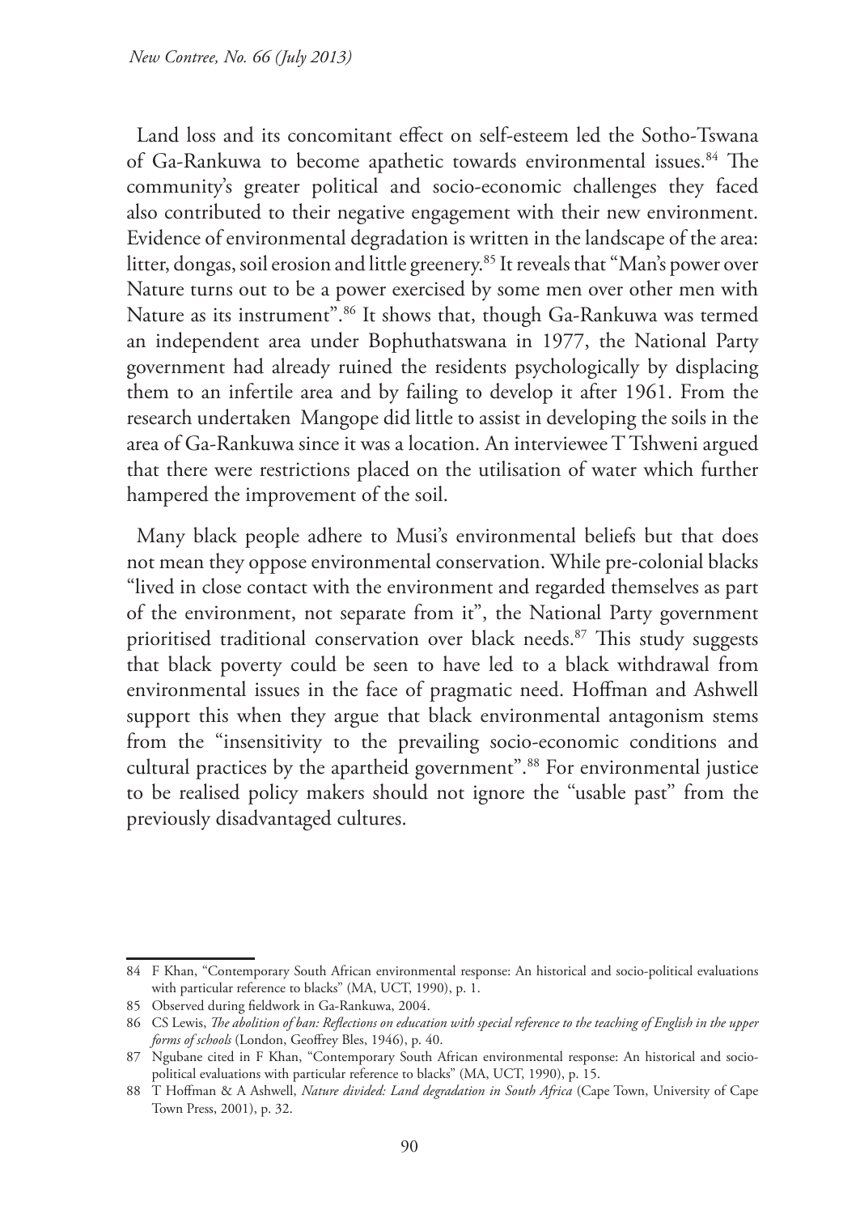Land loss and its concomitant effect on self-esteem led the Sotho-Tswana of Ga-Rankuwa to become apathetic towards environmental issues.[84] The community's greater political and socio-economic challenges they faced also contributed to their negative engagement with their new environment. Evidence of environmental degradation is written in the landscape of the area: litter, dongas, soil erosion and little greenery.[85] It reveals that "Man's power over Nature turns out to be a power exercised by some men over other men with Nature as its instrument".[86] It shows that, though Ga-Rankuwa was termed an independent area under Bophuthatswana in 1977, the National Party government had already ruined the residents psychologically by displacing them to an infertile area and by failing to develop it after 1961. From the research undertaken Mangope did little to assist in developing the soils in the area of Ga-Rankuwa since it was a location. An interviewee T Tshweni argued that there were restrictions placed on the utilisation of water which further hampered the improvement of the soil.

Many black people adhere to Musi's environmental beliefs but that does not mean they oppose environmental conservation. While pre-colonial blacks "lived in close contact with the environment and regarded themselves as part of the environment, not separate from it", the National Party government prioritised traditional conservation over black needs.[87] This study suggests that black poverty could be seen to have led to a black withdrawal from environmental issues in the face of pragmatic need. Hoffman and Ashwell support this when they argue that black environmental antagonism stems from the "insensitivity to the prevailing socio-economic conditions and cultural practices by the apartheid government".[88] For environmental justice to be realised policy makers should not ignore the "usable past" from the previously disadvantaged cultures.

---

84 F Khan, "Contemporary South African environmental response: An historical and socio-political evaluations with particular reference to blacks" (MA, UCT, 1990), p. 1.

85 Observed during fieldwork in Ga-Rankuwa, 2004.

86 CS Lewis, *The abolition of ban: Reflections on education with special reference to the teaching of English in the upper forms of schools* (London, Geoffrey Bles, 1946), p. 40.

87 Ngubane cited in F Khan, "Contemporary South African environmental response: An historical and socio-political evaluations with particular reference to blacks" (MA, UCT, 1990), p. 15.

88 T Hoffman & A Ashwell, *Nature divided: Land degradation in South Africa* (Cape Town, University of Cape Town Press, 2001), p. 32.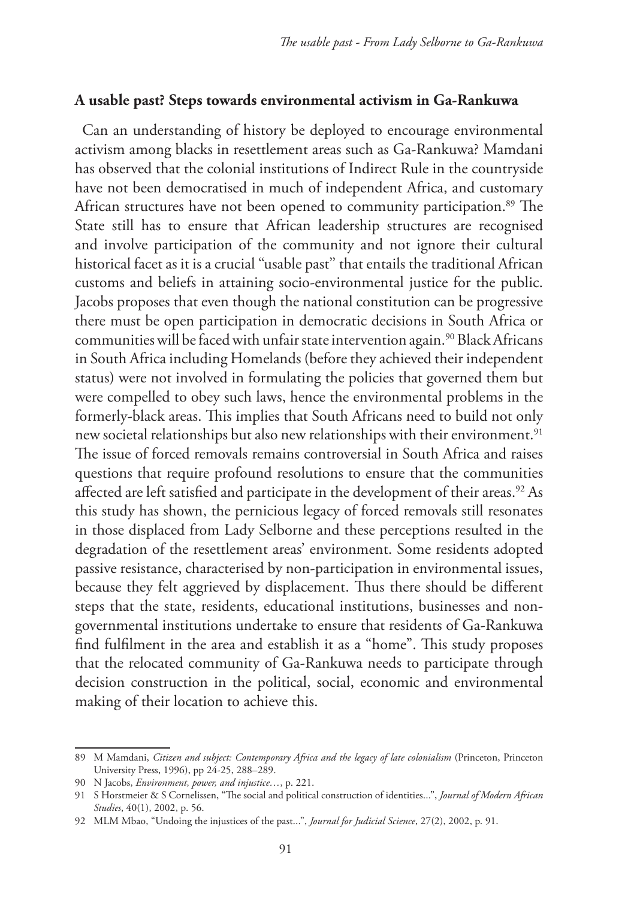**A usable past? Steps towards environmental activism in Ga-Rankuwa**

Can an understanding of history be deployed to encourage environmental activism among blacks in resettlement areas such as Ga-Rankuwa? Mamdani has observed that the colonial institutions of Indirect Rule in the countryside have not been democratised in much of independent Africa, and customary African structures have not been opened to community participation.[89] The State still has to ensure that African leadership structures are recognised and involve participation of the community and not ignore their cultural historical facet as it is a crucial "usable past" that entails the traditional African customs and beliefs in attaining socio-environmental justice for the public. Jacobs proposes that even though the national constitution can be progressive there must be open participation in democratic decisions in South Africa or communities will be faced with unfair state intervention again.[90] Black Africans in South Africa including Homelands (before they achieved their independent status) were not involved in formulating the policies that governed them but were compelled to obey such laws, hence the environmental problems in the formerly-black areas. This implies that South Africans need to build not only new societal relationships but also new relationships with their environment.[91] The issue of forced removals remains controversial in South Africa and raises questions that require profound resolutions to ensure that the communities affected are left satisfied and participate in the development of their areas.[92] As this study has shown, the pernicious legacy of forced removals still resonates in those displaced from Lady Selborne and these perceptions resulted in the degradation of the resettlement areas' environment. Some residents adopted passive resistance, characterised by non-participation in environmental issues, because they felt aggrieved by displacement. Thus there should be different steps that the state, residents, educational institutions, businesses and non-governmental institutions undertake to ensure that residents of Ga-Rankuwa find fulfilment in the area and establish it as a "home". This study proposes that the relocated community of Ga-Rankuwa needs to participate through decision construction in the political, social, economic and environmental making of their location to achieve this.

---

89 M Mamdani, *Citizen and subject: Contemporary Africa and the legacy of late colonialism* (Princeton, Princeton University Press, 1996), pp 24-25, 288–289.

90 N Jacobs, *Environment, power, and injustice…*, p. 221.

91 S Horstmeier & S Cornelissen, "The social and political construction of identities...", *Journal of Modern African Studies*, 40(1), 2002, p. 56.

92 MLM Mbao, "Undoing the injustices of the past...", *Journal for Judicial Science*, 27(2), 2002, p. 91.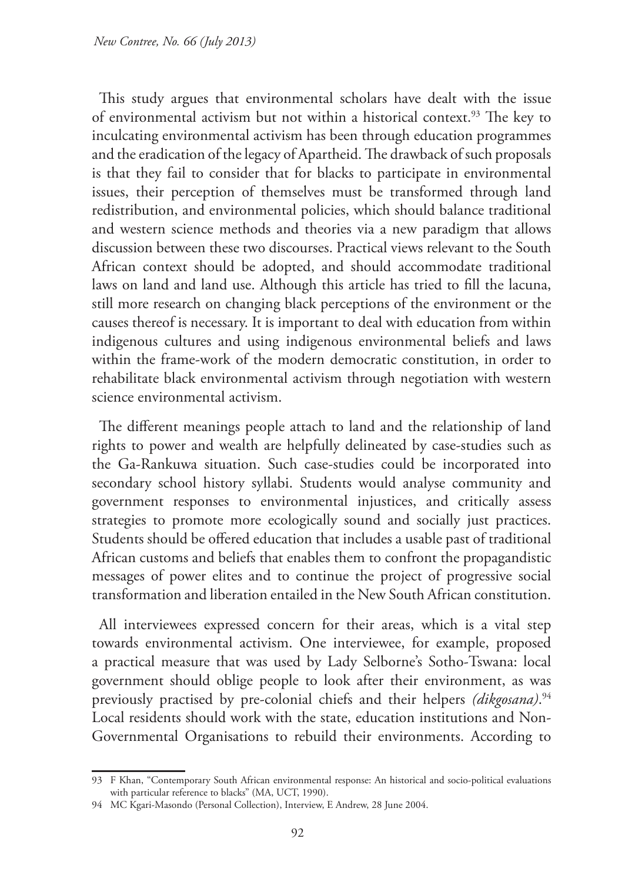This study argues that environmental scholars have dealt with the issue of environmental activism but not within a historical context.[93] The key to inculcating environmental activism has been through education programmes and the eradication of the legacy of Apartheid. The drawback of such proposals is that they fail to consider that for blacks to participate in environmental issues, their perception of themselves must be transformed through land redistribution, and environmental policies, which should balance traditional and western science methods and theories via a new paradigm that allows discussion between these two discourses. Practical views relevant to the South African context should be adopted, and should accommodate traditional laws on land and land use. Although this article has tried to fill the lacuna, still more research on changing black perceptions of the environment or the causes thereof is necessary. It is important to deal with education from within indigenous cultures and using indigenous environmental beliefs and laws within the frame-work of the modern democratic constitution, in order to rehabilitate black environmental activism through negotiation with western science environmental activism.

The different meanings people attach to land and the relationship of land rights to power and wealth are helpfully delineated by case-studies such as the Ga-Rankuwa situation. Such case-studies could be incorporated into secondary school history syllabi. Students would analyse community and government responses to environmental injustices, and critically assess strategies to promote more ecologically sound and socially just practices. Students should be offered education that includes a usable past of traditional African customs and beliefs that enables them to confront the propagandistic messages of power elites and to continue the project of progressive social transformation and liberation entailed in the New South African constitution.

All interviewees expressed concern for their areas, which is a vital step towards environmental activism. One interviewee, for example, proposed a practical measure that was used by Lady Selborne's Sotho-Tswana: local government should oblige people to look after their environment, as was previously practised by pre-colonial chiefs and their helpers *(dikgosana)*.[94] Local residents should work with the state, education institutions and Non-Governmental Organisations to rebuild their environments. According to

---

93 F Khan, "Contemporary South African environmental response: An historical and socio-political evaluations with particular reference to blacks" (MA, UCT, 1990).

94 MC Kgari-Masondo (Personal Collection), Interview, E Andrew, 28 June 2004.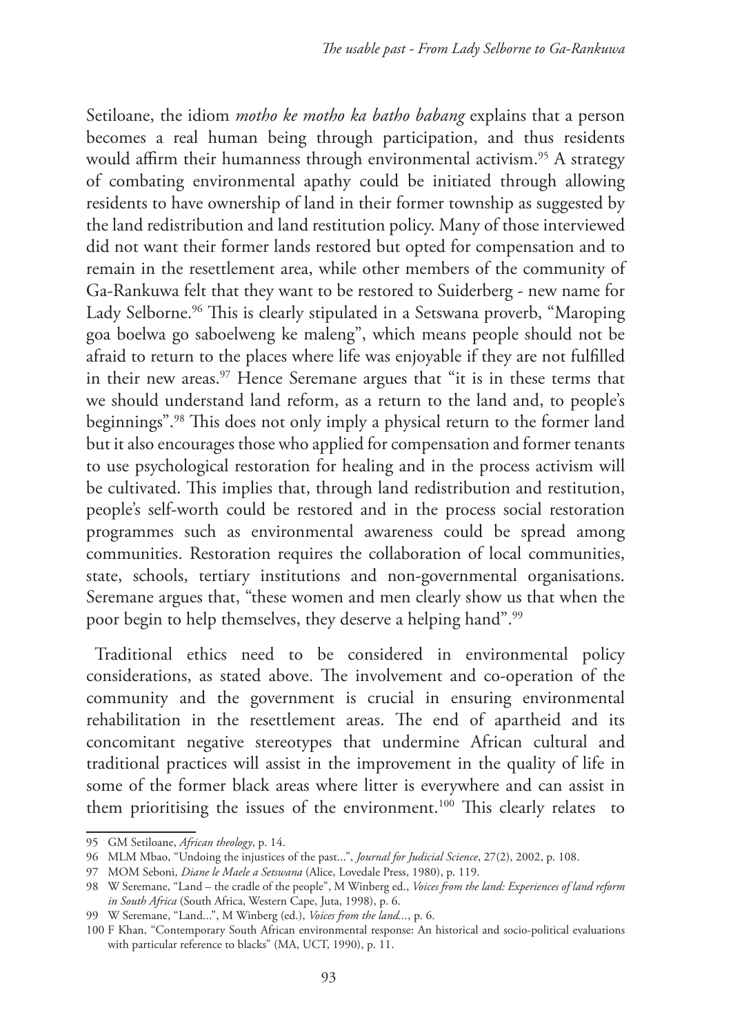Setiloane, the idiom *motho ke motho ka batho babang* explains that a person becomes a real human being through participation, and thus residents would affirm their humanness through environmental activism.[95] A strategy of combating environmental apathy could be initiated through allowing residents to have ownership of land in their former township as suggested by the land redistribution and land restitution policy. Many of those interviewed did not want their former lands restored but opted for compensation and to remain in the resettlement area, while other members of the community of Ga-Rankuwa felt that they want to be restored to Suiderberg - new name for Lady Selborne.[96] This is clearly stipulated in a Setswana proverb, "Maroping goa boelwa go saboelweng ke maleng", which means people should not be afraid to return to the places where life was enjoyable if they are not fulfilled in their new areas.[97] Hence Seremane argues that "it is in these terms that we should understand land reform, as a return to the land and, to people's beginnings".[98] This does not only imply a physical return to the former land but it also encourages those who applied for compensation and former tenants to use psychological restoration for healing and in the process activism will be cultivated. This implies that, through land redistribution and restitution, people's self-worth could be restored and in the process social restoration programmes such as environmental awareness could be spread among communities. Restoration requires the collaboration of local communities, state, schools, tertiary institutions and non-governmental organisations. Seremane argues that, "these women and men clearly show us that when the poor begin to help themselves, they deserve a helping hand".[99]

Traditional ethics need to be considered in environmental policy considerations, as stated above. The involvement and co-operation of the community and the government is crucial in ensuring environmental rehabilitation in the resettlement areas. The end of apartheid and its concomitant negative stereotypes that undermine African cultural and traditional practices will assist in the improvement in the quality of life in some of the former black areas where litter is everywhere and can assist in them prioritising the issues of the environment.[100] This clearly relates to

---

95 GM Setiloane, *African theology*, p. 14.

96 MLM Mbao, "Undoing the injustices of the past...", *Journal for Judicial Science*, 27(2), 2002, p. 108.

97 MOM Seboni, *Diane le Maele a Setswana* (Alice, Lovedale Press, 1980), p. 119.

98 W Seremane, "Land – the cradle of the people", M Winberg ed., *Voices from the land: Experiences of land reform in South Africa* (South Africa, Western Cape, Juta, 1998), p. 6.

99 W Seremane, "Land...", M Winberg (ed.), *Voices from the land...*, p. 6.

100 F Khan, "Contemporary South African environmental response: An historical and socio-political evaluations with particular reference to blacks" (MA, UCT, 1990), p. 11.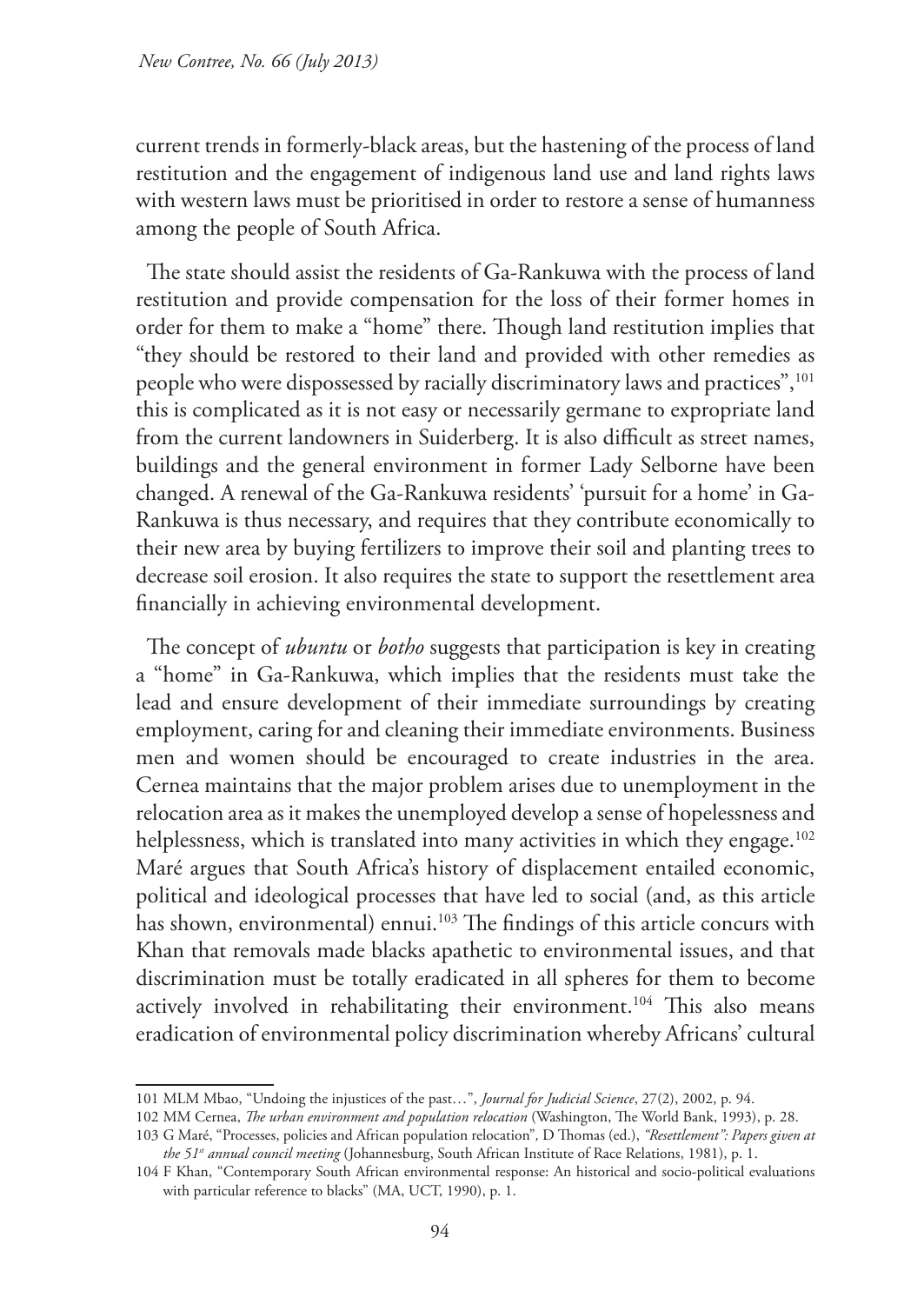current trends in formerly-black areas, but the hastening of the process of land restitution and the engagement of indigenous land use and land rights laws with western laws must be prioritised in order to restore a sense of humanness among the people of South Africa.

The state should assist the residents of Ga-Rankuwa with the process of land restitution and provide compensation for the loss of their former homes in order for them to make a "home" there. Though land restitution implies that "they should be restored to their land and provided with other remedies as people who were dispossessed by racially discriminatory laws and practices",[101] this is complicated as it is not easy or necessarily germane to expropriate land from the current landowners in Suiderberg. It is also difficult as street names, buildings and the general environment in former Lady Selborne have been changed. A renewal of the Ga-Rankuwa residents' 'pursuit for a home' in Ga-Rankuwa is thus necessary, and requires that they contribute economically to their new area by buying fertilizers to improve their soil and planting trees to decrease soil erosion. It also requires the state to support the resettlement area financially in achieving environmental development.

The concept of *ubuntu* or *botho* suggests that participation is key in creating a "home" in Ga-Rankuwa, which implies that the residents must take the lead and ensure development of their immediate surroundings by creating employment, caring for and cleaning their immediate environments. Business men and women should be encouraged to create industries in the area. Cernea maintains that the major problem arises due to unemployment in the relocation area as it makes the unemployed develop a sense of hopelessness and helplessness, which is translated into many activities in which they engage.[102] Maré argues that South Africa's history of displacement entailed economic, political and ideological processes that have led to social (and, as this article has shown, environmental) ennui.[103] The findings of this article concurs with Khan that removals made blacks apathetic to environmental issues, and that discrimination must be totally eradicated in all spheres for them to become actively involved in rehabilitating their environment.[104] This also means eradication of environmental policy discrimination whereby Africans' cultural

---

101 MLM Mbao, "Undoing the injustices of the past…", *Journal for Judicial Science*, 27(2), 2002, p. 94.

102 MM Cernea, *The urban environment and population relocation* (Washington, The World Bank, 1993), p. 28.

103 G Maré, "Processes, policies and African population relocation", D Thomas (ed.), *"Resettlement": Papers given at the 51st annual council meeting* (Johannesburg, South African Institute of Race Relations, 1981), p. 1.

104 F Khan, "Contemporary South African environmental response: An historical and socio-political evaluations with particular reference to blacks" (MA, UCT, 1990), p. 1.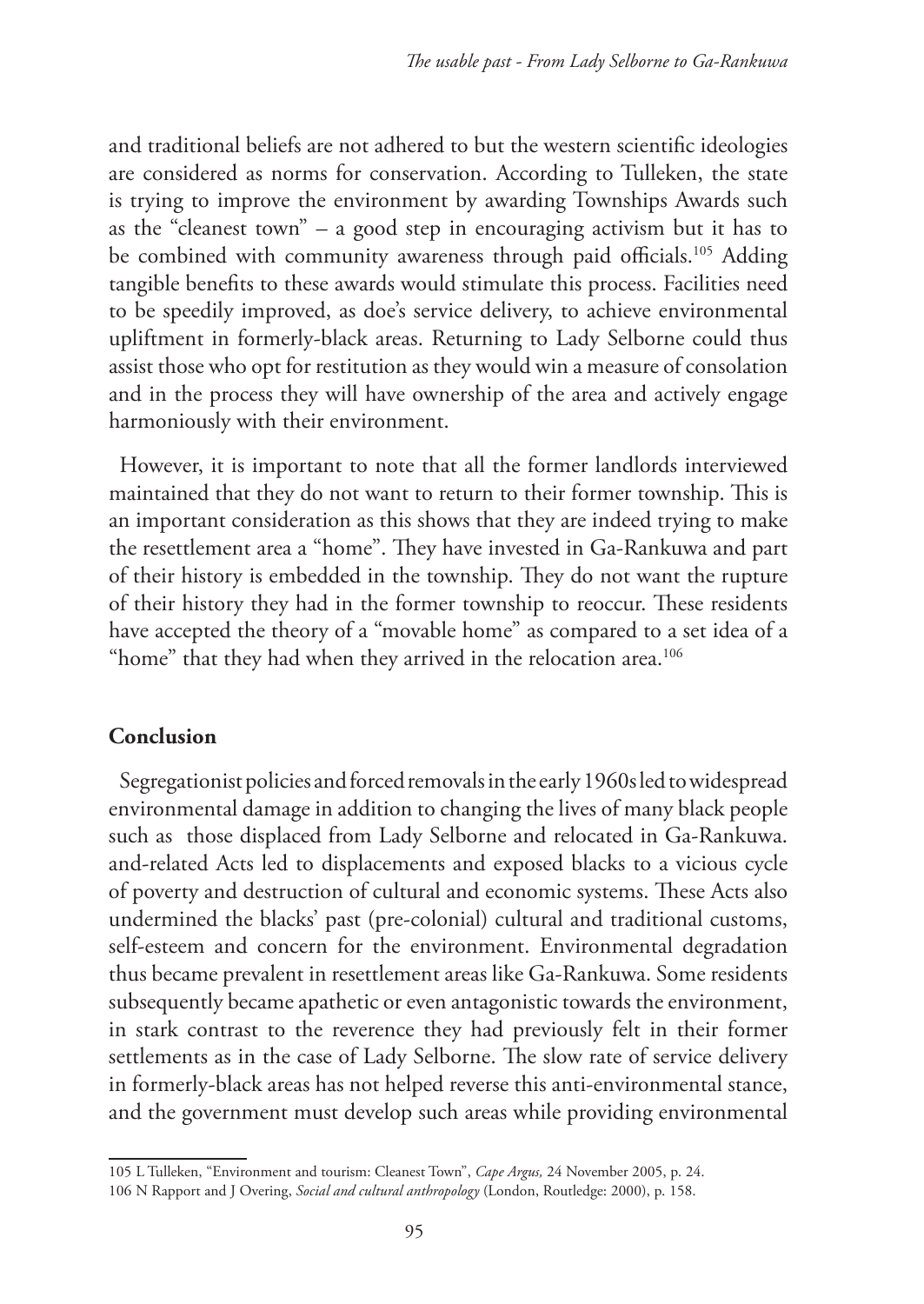and traditional beliefs are not adhered to but the western scientific ideologies are considered as norms for conservation. According to Tulleken, the state is trying to improve the environment by awarding Townships Awards such as the "cleanest town" – a good step in encouraging activism but it has to be combined with community awareness through paid officials.[105] Adding tangible benefits to these awards would stimulate this process. Facilities need to be speedily improved, as doe's service delivery, to achieve environmental upliftment in formerly-black areas. Returning to Lady Selborne could thus assist those who opt for restitution as they would win a measure of consolation and in the process they will have ownership of the area and actively engage harmoniously with their environment.

However, it is important to note that all the former landlords interviewed maintained that they do not want to return to their former township. This is an important consideration as this shows that they are indeed trying to make the resettlement area a "home". They have invested in Ga-Rankuwa and part of their history is embedded in the township. They do not want the rupture of their history they had in the former township to reoccur. These residents have accepted the theory of a "movable home" as compared to a set idea of a "home" that they had when they arrived in the relocation area.[106]

## Conclusion

Segregationist policies and forced removals in the early 1960s led to widespread environmental damage in addition to changing the lives of many black people such as those displaced from Lady Selborne and relocated in Ga-Rankuwa. and-related Acts led to displacements and exposed blacks to a vicious cycle of poverty and destruction of cultural and economic systems. These Acts also undermined the blacks' past (pre-colonial) cultural and traditional customs, self-esteem and concern for the environment. Environmental degradation thus became prevalent in resettlement areas like Ga-Rankuwa. Some residents subsequently became apathetic or even antagonistic towards the environment, in stark contrast to the reverence they had previously felt in their former settlements as in the case of Lady Selborne. The slow rate of service delivery in formerly-black areas has not helped reverse this anti-environmental stance, and the government must develop such areas while providing environmental

---

105 L Tulleken, "Environment and tourism: Cleanest Town", *Cape Argus,* 24 November 2005, p. 24.

106 N Rapport and J Overing, *Social and cultural anthropology* (London, Routledge: 2000), p. 158.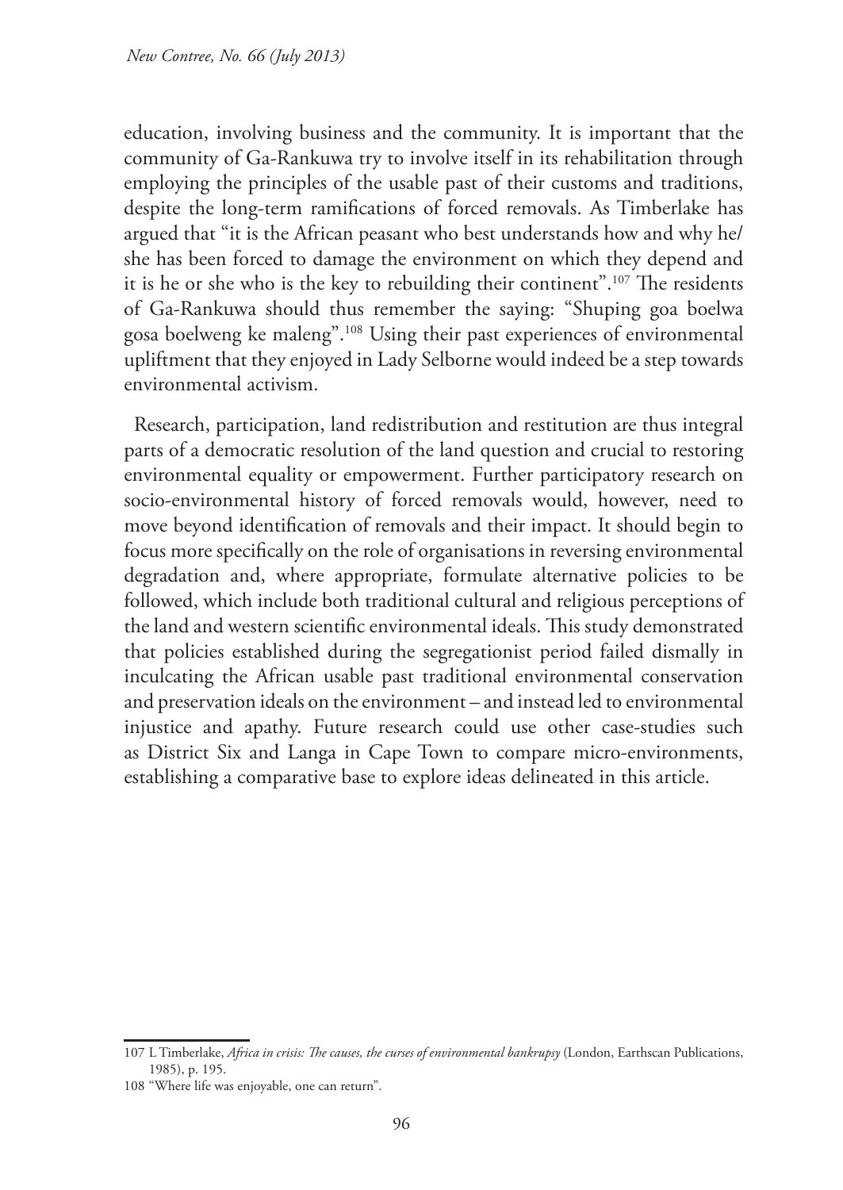education, involving business and the community. It is important that the community of Ga-Rankuwa try to involve itself in its rehabilitation through employing the principles of the usable past of their customs and traditions, despite the long-term ramifications of forced removals. As Timberlake has argued that "it is the African peasant who best understands how and why he/ she has been forced to damage the environment on which they depend and it is he or she who is the key to rebuilding their continent".[107] The residents of Ga-Rankuwa should thus remember the saying: "Shuping goa boelwa gosa boelweng ke maleng".[108] Using their past experiences of environmental upliftment that they enjoyed in Lady Selborne would indeed be a step towards environmental activism.

Research, participation, land redistribution and restitution are thus integral parts of a democratic resolution of the land question and crucial to restoring environmental equality or empowerment. Further participatory research on socio-environmental history of forced removals would, however, need to move beyond identification of removals and their impact. It should begin to focus more specifically on the role of organisations in reversing environmental degradation and, where appropriate, formulate alternative policies to be followed, which include both traditional cultural and religious perceptions of the land and western scientific environmental ideals. This study demonstrated that policies established during the segregationist period failed dismally in inculcating the African usable past traditional environmental conservation and preservation ideals on the environment – and instead led to environmental injustice and apathy. Future research could use other case-studies such as District Six and Langa in Cape Town to compare micro-environments, establishing a comparative base to explore ideas delineated in this article.

---

107 L Timberlake, *Africa in crisis: The causes, the curses of environmental bankrupsy* (London, Earthscan Publications, 1985), p. 195.

108 "Where life was enjoyable, one can return".